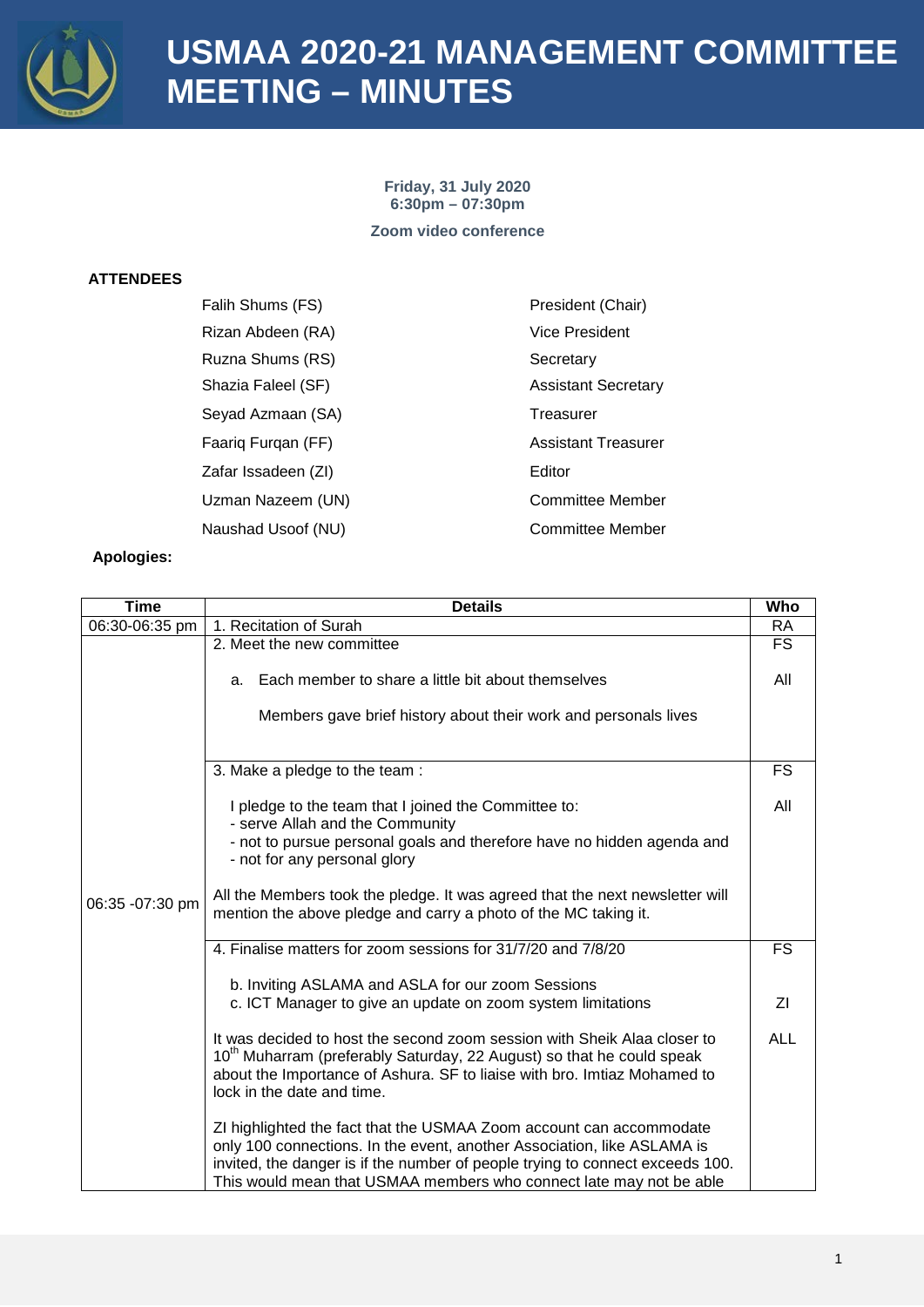# USMAA 2020-21 MANAGEMENT COMMITTEE MEETING – MINUTES

**Friday, 31 July 2020**
**6:30pm – 07:30pm**

**Zoom video conference**

**ATTENDEES**

| | |
|---|---|
| Falih Shums (FS) | President (Chair) |
| Rizan Abdeen (RA) | Vice President |
| Ruzna Shums (RS) | Secretary |
| Shazia Faleel (SF) | Assistant Secretary |
| Seyad Azmaan (SA) | Treasurer |
| Faariq Furqan (FF) | Assistant Treasurer |
| Zafar Issadeen (ZI) | Editor |
| Uzman Nazeem (UN) | Committee Member |
| Naushad Usoof (NU) | Committee Member |

**Apologies:**

| Time | Details | Who |
|---|---|---|
| 06:30-06:35 pm | 1. Recitation of Surah | RA |
| 06:35 -07:30 pm | 2. Meet the new committee<br><br>a. Each member to share a little bit about themselves<br><br>Members gave brief history about their work and personals lives | FS<br><br>All |
| | 3. Make a pledge to the team :<br><br>I pledge to the team that I joined the Committee to:<br>- serve Allah and the Community<br>- not to pursue personal goals and therefore have no hidden agenda and<br>- not for any personal glory<br><br>All the Members took the pledge. It was agreed that the next newsletter will mention the above pledge and carry a photo of the MC taking it. | FS<br><br>All |
| | 4. Finalise matters for zoom sessions for 31/7/20 and 7/8/20<br><br>b. Inviting ASLAMA and ASLA for our zoom Sessions<br>c. ICT Manager to give an update on zoom system limitations<br><br>It was decided to host the second zoom session with Sheik Alaa closer to 10th Muharram (preferably Saturday, 22 August) so that he could speak about the Importance of Ashura. SF to liaise with bro. Imtiaz Mohamed to lock in the date and time.<br><br>ZI highlighted the fact that the USMAA Zoom account can accommodate only 100 connections. In the event, another Association, like ASLAMA is invited, the danger is if the number of people trying to connect exceeds 100. This would mean that USMAA members who connect late may not be able | FS<br><br><br>ZI<br><br>ALL |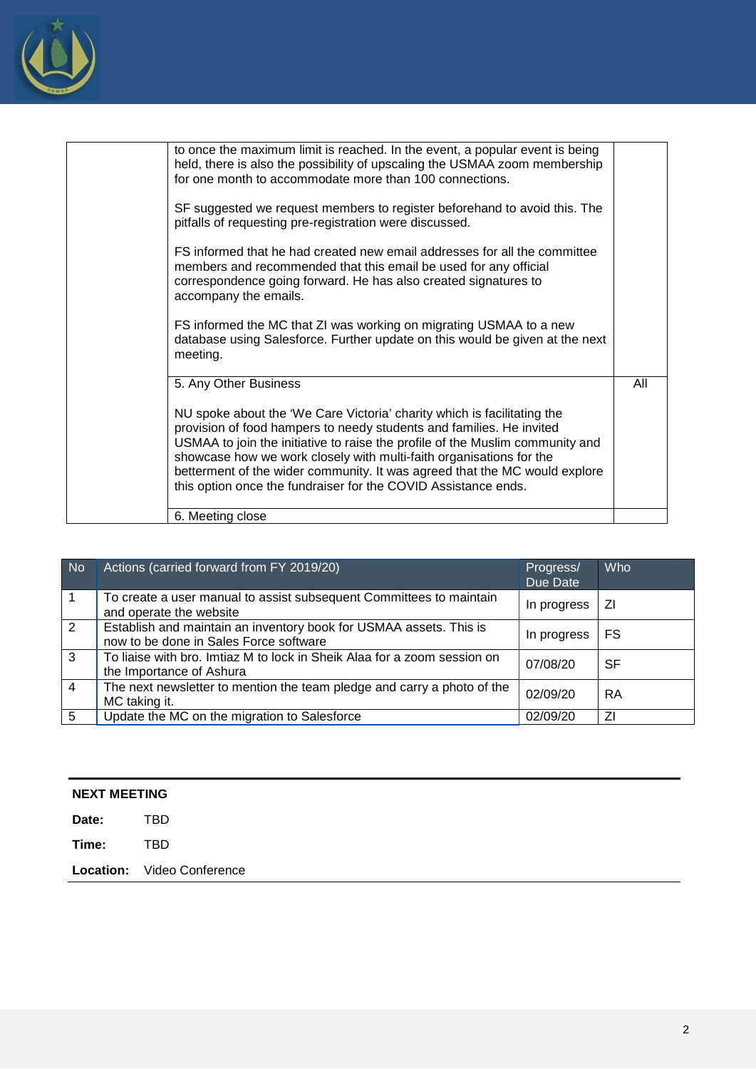| | | |
|---|---|---|
| | to once the maximum limit is reached. In the event, a popular event is being held, there is also the possibility of upscaling the USMAA zoom membership for one month to accommodate more than 100 connections.<br><br>SF suggested we request members to register beforehand to avoid this. The pitfalls of requesting pre-registration were discussed.<br><br>FS informed that he had created new email addresses for all the committee members and recommended that this email be used for any official correspondence going forward. He has also created signatures to accompany the emails.<br><br>FS informed the MC that ZI was working on migrating USMAA to a new database using Salesforce. Further update on this would be given at the next meeting. | |
| | 5. Any Other Business<br><br>NU spoke about the 'We Care Victoria' charity which is facilitating the provision of food hampers to needy students and families. He invited USMAA to join the initiative to raise the profile of the Muslim community and showcase how we work closely with multi-faith organisations for the betterment of the wider community. It was agreed that the MC would explore this option once the fundraiser for the COVID Assistance ends. | All |
| | 6. Meeting close | |

| No | Actions (carried forward from FY 2019/20) | Progress/ Due Date | Who |
|---|---|---|---|
| 1 | To create a user manual to assist subsequent Committees to maintain and operate the website | In progress | ZI |
| 2 | Establish and maintain an inventory book for USMAA assets. This is now to be done in Sales Force software | In progress | FS |
| 3 | To liaise with bro. Imtiaz M to lock in Sheik Alaa for a zoom session on the Importance of Ashura | 07/08/20 | SF |
| 4 | The next newsletter to mention the team pledge and carry a photo of the MC taking it. | 02/09/20 | RA |
| 5 | Update the MC on the migration to Salesforce | 02/09/20 | ZI |

**NEXT MEETING**

**Date:** TBD

**Time:** TBD

**Location:** Video Conference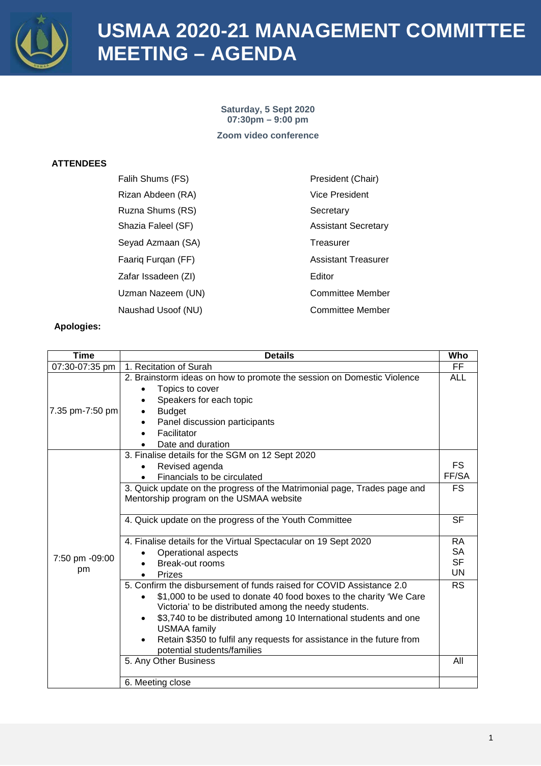# USMAA 2020-21 MANAGEMENT COMMITTEE MEETING – AGENDA

**Saturday, 5 Sept 2020**
**07:30pm – 9:00 pm**

**Zoom video conference**

**ATTENDEES**

| | |
|---|---|
| Falih Shums (FS) | President (Chair) |
| Rizan Abdeen (RA) | Vice President |
| Ruzna Shums (RS) | Secretary |
| Shazia Faleel (SF) | Assistant Secretary |
| Seyad Azmaan (SA) | Treasurer |
| Faariq Furqan (FF) | Assistant Treasurer |
| Zafar Issadeen (ZI) | Editor |
| Uzman Nazeem (UN) | Committee Member |
| Naushad Usoof (NU) | Committee Member |

**Apologies:**

| Time | Details | Who |
|---|---|---|
| 07:30-07:35 pm | 1. Recitation of Surah | FF |
| 7.35 pm-7:50 pm | 2. Brainstorm ideas on how to promote the session on Domestic Violence<br>• Topics to cover<br>• Speakers for each topic<br>• Budget<br>• Panel discussion participants<br>• Facilitator<br>• Date and duration | ALL |
| 7:50 pm -09:00 pm | 3. Finalise details for the SGM on 12 Sept 2020<br>• Revised agenda<br>• Financials to be circulated | FS<br>FF/SA |
| | 3. Quick update on the progress of the Matrimonial page, Trades page and Mentorship program on the USMAA website | FS |
| | 4. Quick update on the progress of the Youth Committee | SF |
| | 4. Finalise details for the Virtual Spectacular on 19 Sept 2020<br>• Operational aspects<br>• Break-out rooms<br>• Prizes | RA<br>SA<br>SF<br>UN |
| | 5. Confirm the disbursement of funds raised for COVID Assistance 2.0<br>• $1,000 to be used to donate 40 food boxes to the charity 'We Care Victoria' to be distributed among the needy students.<br>• $3,740 to be distributed among 10 International students and one USMAA family<br>• Retain $350 to fulfil any requests for assistance in the future from potential students/families | RS |
| | 5. Any Other Business | All |
| | 6. Meeting close | |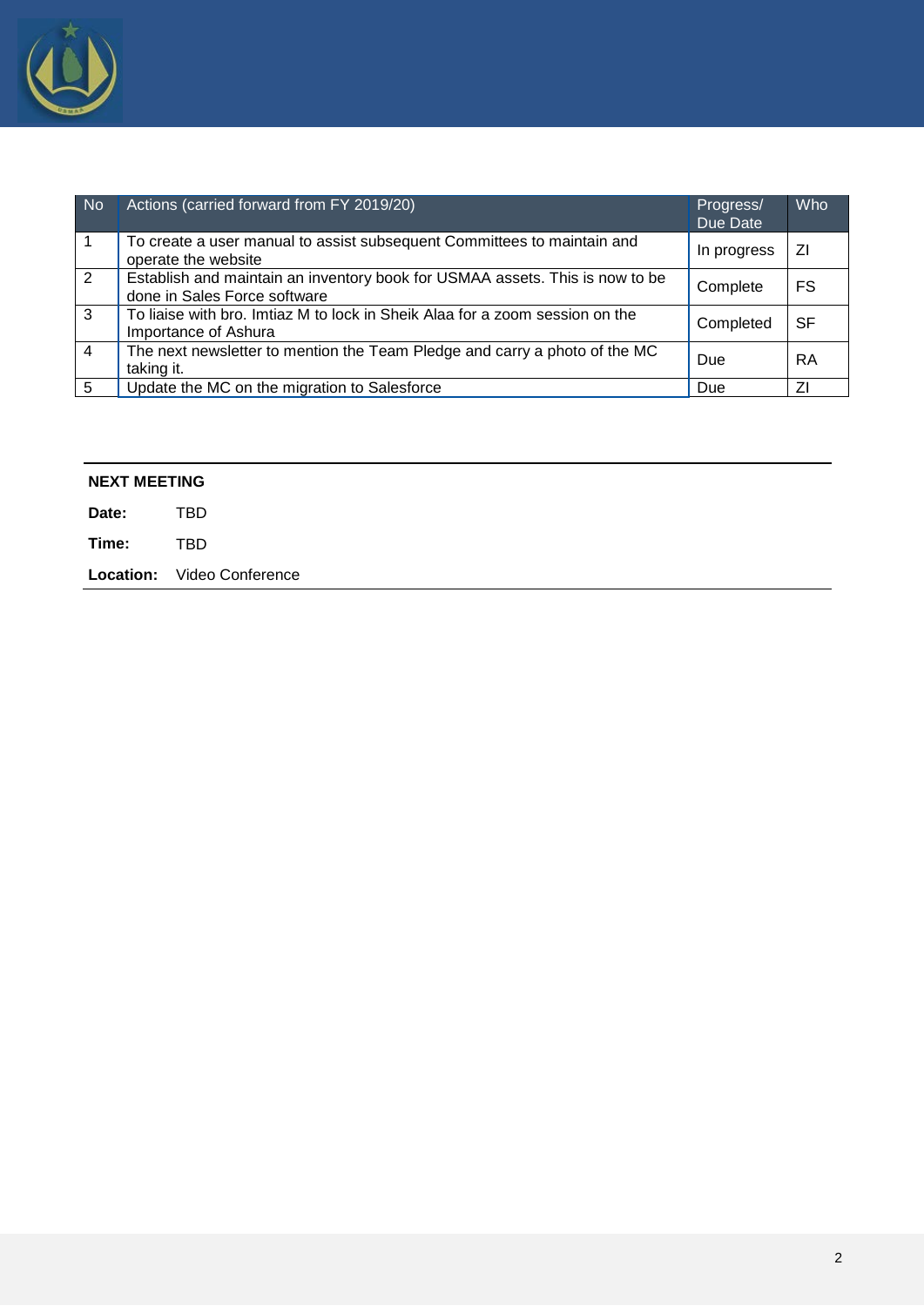| No | Actions (carried forward from FY 2019/20) | Progress/ Due Date | Who |
|---|---|---|---|
| 1 | To create a user manual to assist subsequent Committees to maintain and operate the website | In progress | ZI |
| 2 | Establish and maintain an inventory book for USMAA assets. This is now to be done in Sales Force software | Complete | FS |
| 3 | To liaise with bro. Imtiaz M to lock in Sheik Alaa for a zoom session on the Importance of Ashura | Completed | SF |
| 4 | The next newsletter to mention the Team Pledge and carry a photo of the MC taking it. | Due | RA |
| 5 | Update the MC on the migration to Salesforce | Due | ZI |

**NEXT MEETING**

**Date:** TBD

**Time:** TBD

**Location:** Video Conference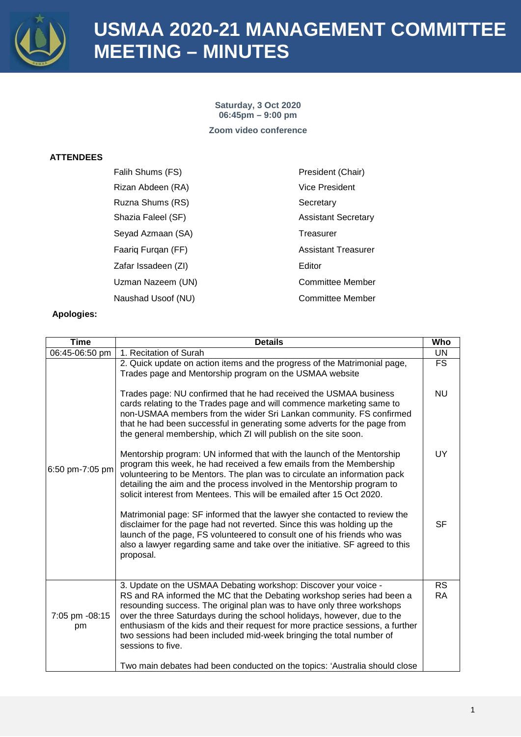# USMAA 2020-21 MANAGEMENT COMMITTEE MEETING – MINUTES

**Saturday, 3 Oct 2020**
**06:45pm – 9:00 pm**

**Zoom video conference**

**ATTENDEES**

| | |
|---|---|
| Falih Shums (FS) | President (Chair) |
| Rizan Abdeen (RA) | Vice President |
| Ruzna Shums (RS) | Secretary |
| Shazia Faleel (SF) | Assistant Secretary |
| Seyad Azmaan (SA) | Treasurer |
| Faariq Furqan (FF) | Assistant Treasurer |
| Zafar Issadeen (ZI) | Editor |
| Uzman Nazeem (UN) | Committee Member |
| Naushad Usoof (NU) | Committee Member |

**Apologies:**

| Time | Details | Who |
|---|---|---|
| 06:45-06:50 pm | 1. Recitation of Surah | UN |
| 6:50 pm-7:05 pm | 2. Quick update on action items and the progress of the Matrimonial page, Trades page and Mentorship program on the USMAA website | FS |
| | Trades page: NU confirmed that he had received the USMAA business cards relating to the Trades page and will commence marketing same to non-USMAA members from the wider Sri Lankan community. FS confirmed that he had been successful in generating some adverts for the page from the general membership, which ZI will publish on the site soon. | NU |
| | Mentorship program: UN informed that with the launch of the Mentorship program this week, he had received a few emails from the Membership volunteering to be Mentors. The plan was to circulate an information pack detailing the aim and the process involved in the Mentorship program to solicit interest from Mentees. This will be emailed after 15 Oct 2020. | UY |
| | Matrimonial page: SF informed that the lawyer she contacted to review the disclaimer for the page had not reverted. Since this was holding up the launch of the page, FS volunteered to consult one of his friends who was also a lawyer regarding same and take over the initiative. SF agreed to this proposal. | SF |
| 7:05 pm -08:15 pm | 3. Update on the USMAA Debating workshop: Discover your voice - RS and RA informed the MC that the Debating workshop series had been a resounding success. The original plan was to have only three workshops over the three Saturdays during the school holidays, however, due to the enthusiasm of the kids and their request for more practice sessions, a further two sessions had been included mid-week bringing the total number of sessions to five.<br><br>Two main debates had been conducted on the topics: 'Australia should close | RS<br>RA |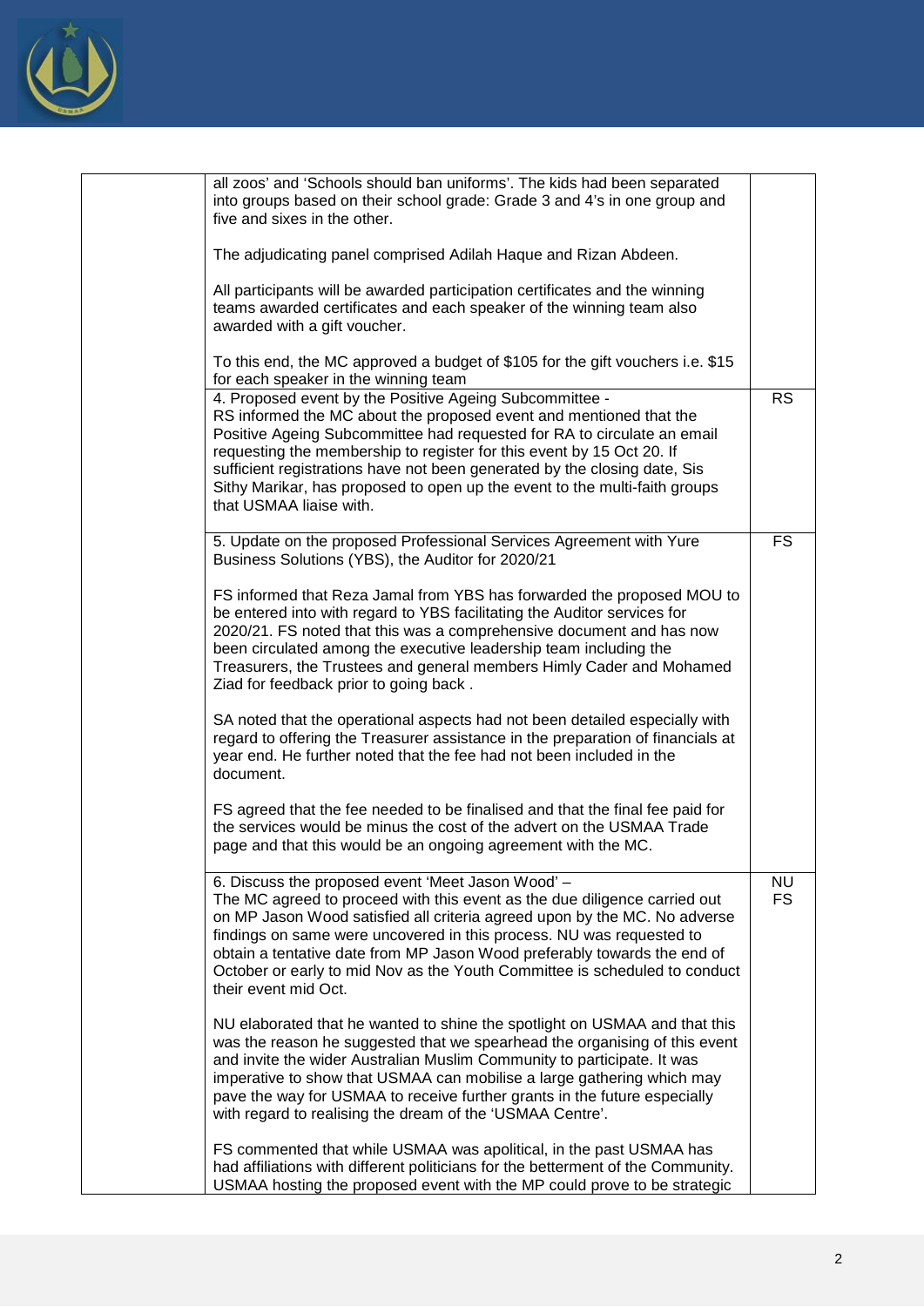| | | |
|---|---|---|
| | all zoos' and 'Schools should ban uniforms'. The kids had been separated into groups based on their school grade: Grade 3 and 4's in one group and five and sixes in the other.<br><br>The adjudicating panel comprised Adilah Haque and Rizan Abdeen.<br><br>All participants will be awarded participation certificates and the winning teams awarded certificates and each speaker of the winning team also awarded with a gift voucher.<br><br>To this end, the MC approved a budget of $105 for the gift vouchers i.e. $15 for each speaker in the winning team | |
| | 4. Proposed event by the Positive Ageing Subcommittee -<br>RS informed the MC about the proposed event and mentioned that the Positive Ageing Subcommittee had requested for RA to circulate an email requesting the membership to register for this event by 15 Oct 20. If sufficient registrations have not been generated by the closing date, Sis Sithy Marikar, has proposed to open up the event to the multi-faith groups that USMAA liaise with. | RS |
| | 5. Update on the proposed Professional Services Agreement with Yure Business Solutions (YBS), the Auditor for 2020/21<br><br>FS informed that Reza Jamal from YBS has forwarded the proposed MOU to be entered into with regard to YBS facilitating the Auditor services for 2020/21. FS noted that this was a comprehensive document and has now been circulated among the executive leadership team including the Treasurers, the Trustees and general members Himly Cader and Mohamed Ziad for feedback prior to going back .<br><br>SA noted that the operational aspects had not been detailed especially with regard to offering the Treasurer assistance in the preparation of financials at year end. He further noted that the fee had not been included in the document.<br><br>FS agreed that the fee needed to be finalised and that the final fee paid for the services would be minus the cost of the advert on the USMAA Trade page and that this would be an ongoing agreement with the MC. | FS |
| | 6. Discuss the proposed event 'Meet Jason Wood' –<br>The MC agreed to proceed with this event as the due diligence carried out on MP Jason Wood satisfied all criteria agreed upon by the MC. No adverse findings on same were uncovered in this process. NU was requested to obtain a tentative date from MP Jason Wood preferably towards the end of October or early to mid Nov as the Youth Committee is scheduled to conduct their event mid Oct.<br><br>NU elaborated that he wanted to shine the spotlight on USMAA and that this was the reason he suggested that we spearhead the organising of this event and invite the wider Australian Muslim Community to participate. It was imperative to show that USMAA can mobilise a large gathering which may pave the way for USMAA to receive further grants in the future especially with regard to realising the dream of the 'USMAA Centre'.<br><br>FS commented that while USMAA was apolitical, in the past USMAA has had affiliations with different politicians for the betterment of the Community. USMAA hosting the proposed event with the MP could prove to be strategic | NU<br>FS |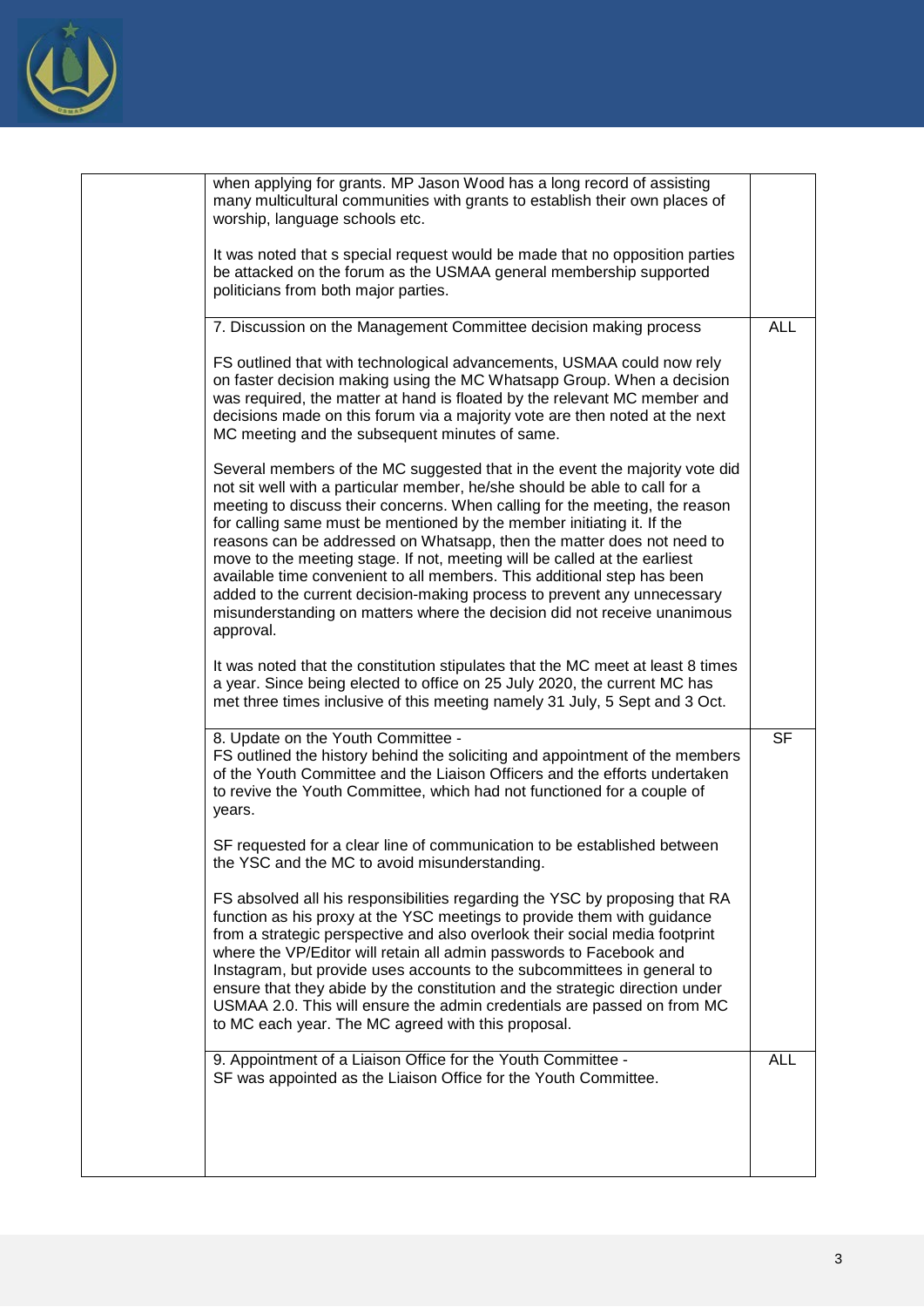| | | |
|---|---|---|
| | when applying for grants. MP Jason Wood has a long record of assisting many multicultural communities with grants to establish their own places of worship, language schools etc.<br><br>It was noted that s special request would be made that no opposition parties be attacked on the forum as the USMAA general membership supported politicians from both major parties. | |
| | 7. Discussion on the Management Committee decision making process<br><br>FS outlined that with technological advancements, USMAA could now rely on faster decision making using the MC Whatsapp Group. When a decision was required, the matter at hand is floated by the relevant MC member and decisions made on this forum via a majority vote are then noted at the next MC meeting and the subsequent minutes of same.<br><br>Several members of the MC suggested that in the event the majority vote did not sit well with a particular member, he/she should be able to call for a meeting to discuss their concerns. When calling for the meeting, the reason for calling same must be mentioned by the member initiating it. If the reasons can be addressed on Whatsapp, then the matter does not need to move to the meeting stage. If not, meeting will be called at the earliest available time convenient to all members. This additional step has been added to the current decision-making process to prevent any unnecessary misunderstanding on matters where the decision did not receive unanimous approval.<br><br>It was noted that the constitution stipulates that the MC meet at least 8 times a year. Since being elected to office on 25 July 2020, the current MC has met three times inclusive of this meeting namely 31 July, 5 Sept and 3 Oct. | ALL |
| | 8. Update on the Youth Committee -<br>FS outlined the history behind the soliciting and appointment of the members of the Youth Committee and the Liaison Officers and the efforts undertaken to revive the Youth Committee, which had not functioned for a couple of years.<br><br>SF requested for a clear line of communication to be established between the YSC and the MC to avoid misunderstanding.<br><br>FS absolved all his responsibilities regarding the YSC by proposing that RA function as his proxy at the YSC meetings to provide them with guidance from a strategic perspective and also overlook their social media footprint where the VP/Editor will retain all admin passwords to Facebook and Instagram, but provide uses accounts to the subcommittees in general to ensure that they abide by the constitution and the strategic direction under USMAA 2.0. This will ensure the admin credentials are passed on from MC to MC each year. The MC agreed with this proposal. | SF |
| | 9. Appointment of a Liaison Office for the Youth Committee -<br>SF was appointed as the Liaison Office for the Youth Committee. | ALL |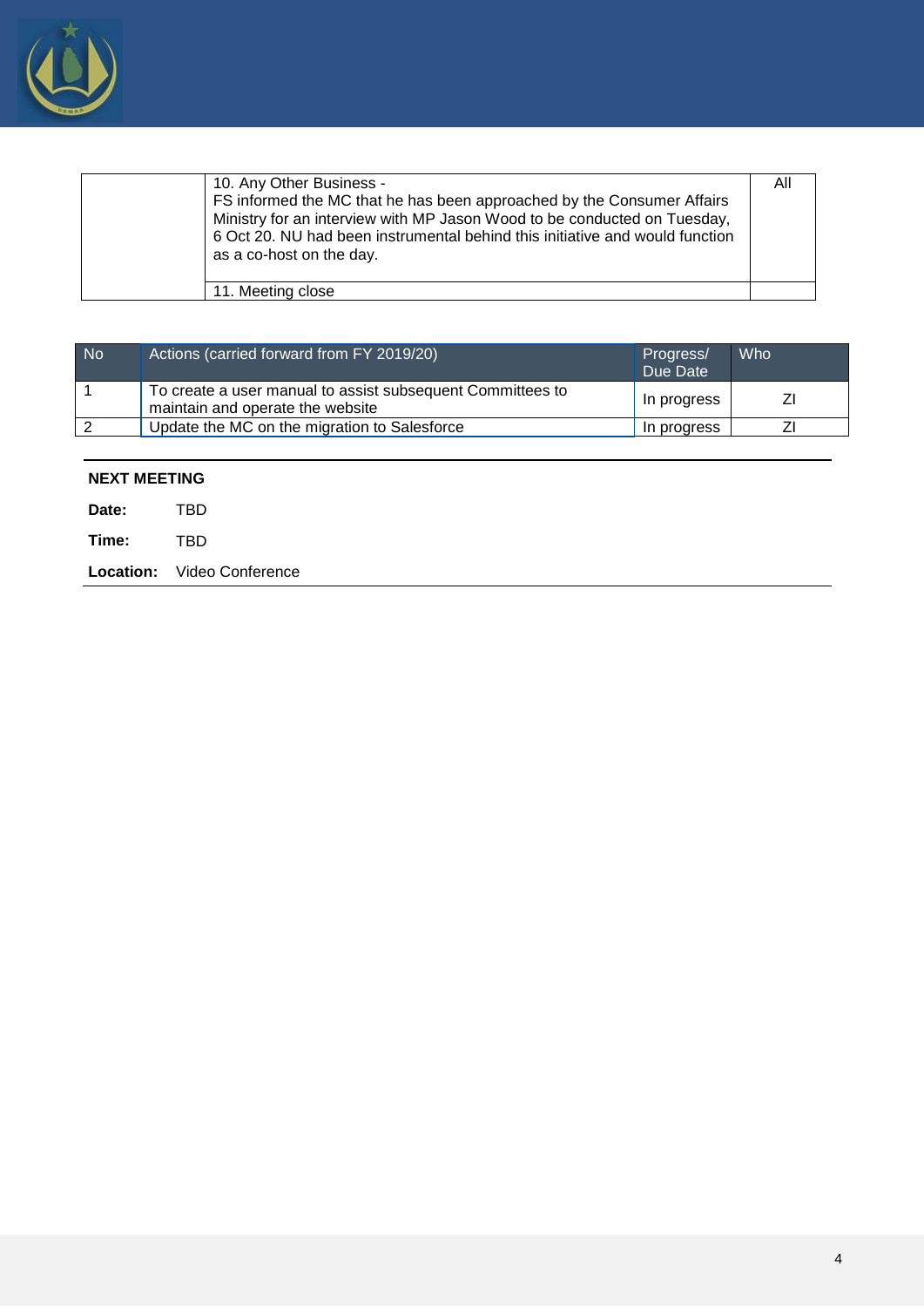| | | |
|---|---|---|
| | 10. Any Other Business -<br>FS informed the MC that he has been approached by the Consumer Affairs Ministry for an interview with MP Jason Wood to be conducted on Tuesday, 6 Oct 20. NU had been instrumental behind this initiative and would function as a co-host on the day. | All |
| | 11. Meeting close | |

| No | Actions (carried forward from FY 2019/20) | Progress/ Due Date | Who |
|---|---|---|---|
| 1 | To create a user manual to assist subsequent Committees to maintain and operate the website | In progress | ZI |
| 2 | Update the MC on the migration to Salesforce | In progress | ZI |

**NEXT MEETING**

**Date:** TBD

**Time:** TBD

**Location:** Video Conference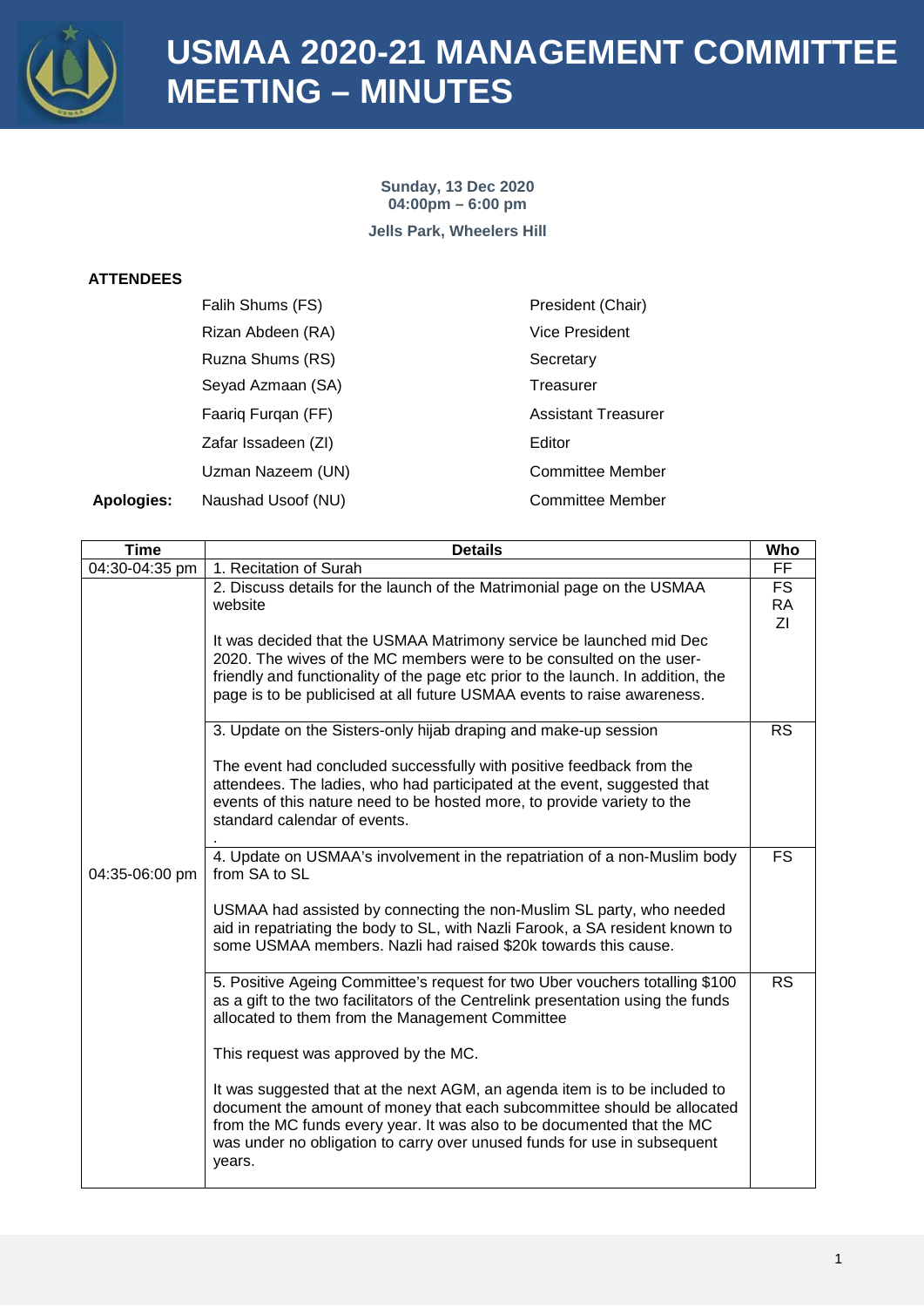# USMAA 2020-21 MANAGEMENT COMMITTEE MEETING – MINUTES

**Sunday, 13 Dec 2020**
**04:00pm – 6:00 pm**

**Jells Park, Wheelers Hill**

**ATTENDEES**

| | | |
|---|---|---|
| | Falih Shums (FS) | President (Chair) |
| | Rizan Abdeen (RA) | Vice President |
| | Ruzna Shums (RS) | Secretary |
| | Seyad Azmaan (SA) | Treasurer |
| | Faariq Furqan (FF) | Assistant Treasurer |
| | Zafar Issadeen (ZI) | Editor |
| | Uzman Nazeem (UN) | Committee Member |
| **Apologies:** | Naushad Usoof (NU) | Committee Member |

| Time | Details | Who |
|---|---|---|
| 04:30-04:35 pm | 1. Recitation of Surah | FF |
| 04:35-06:00 pm | 2. Discuss details for the launch of the Matrimonial page on the USMAA website<br><br>It was decided that the USMAA Matrimony service be launched mid Dec 2020. The wives of the MC members were to be consulted on the user-friendly and functionality of the page etc prior to the launch. In addition, the page is to be publicised at all future USMAA events to raise awareness. | FS<br>RA<br>ZI |
| | 3. Update on the Sisters-only hijab draping and make-up session<br><br>The event had concluded successfully with positive feedback from the attendees. The ladies, who had participated at the event, suggested that events of this nature need to be hosted more, to provide variety to the standard calendar of events.<br>. | RS |
| | 4. Update on USMAA's involvement in the repatriation of a non-Muslim body from SA to SL<br><br>USMAA had assisted by connecting the non-Muslim SL party, who needed aid in repatriating the body to SL, with Nazli Farook, a SA resident known to some USMAA members. Nazli had raised $20k towards this cause. | FS |
| | 5. Positive Ageing Committee's request for two Uber vouchers totalling $100 as a gift to the two facilitators of the Centrelink presentation using the funds allocated to them from the Management Committee<br><br>This request was approved by the MC.<br><br>It was suggested that at the next AGM, an agenda item is to be included to document the amount of money that each subcommittee should be allocated from the MC funds every year. It was also to be documented that the MC was under no obligation to carry over unused funds for use in subsequent years. | RS |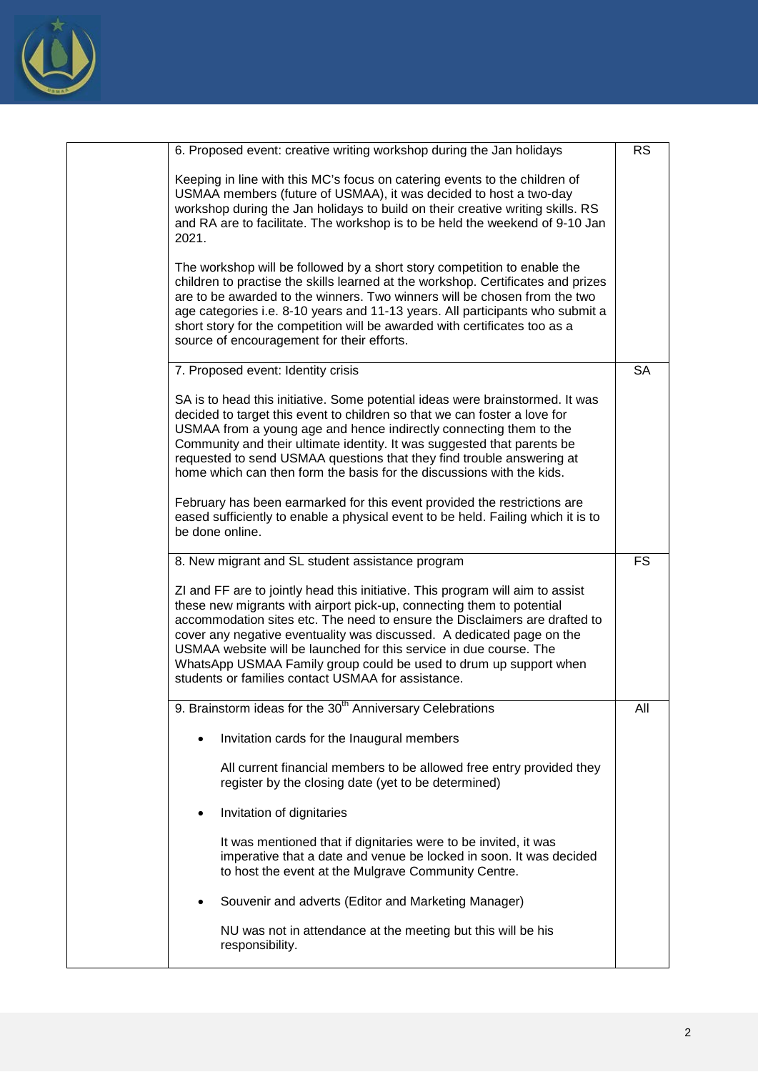| | | |
|---|---|---|
| | 6. Proposed event: creative writing workshop during the Jan holidays<br><br>Keeping in line with this MC's focus on catering events to the children of USMAA members (future of USMAA), it was decided to host a two-day workshop during the Jan holidays to build on their creative writing skills. RS and RA are to facilitate. The workshop is to be held the weekend of 9-10 Jan 2021.<br><br>The workshop will be followed by a short story competition to enable the children to practise the skills learned at the workshop. Certificates and prizes are to be awarded to the winners. Two winners will be chosen from the two age categories i.e. 8-10 years and 11-13 years. All participants who submit a short story for the competition will be awarded with certificates too as a source of encouragement for their efforts. | RS |
| | 7. Proposed event: Identity crisis<br><br>SA is to head this initiative. Some potential ideas were brainstormed. It was decided to target this event to children so that we can foster a love for USMAA from a young age and hence indirectly connecting them to the Community and their ultimate identity. It was suggested that parents be requested to send USMAA questions that they find trouble answering at home which can then form the basis for the discussions with the kids.<br><br>February has been earmarked for this event provided the restrictions are eased sufficiently to enable a physical event to be held. Failing which it is to be done online. | SA |
| | 8. New migrant and SL student assistance program<br><br>ZI and FF are to jointly head this initiative. This program will aim to assist these new migrants with airport pick-up, connecting them to potential accommodation sites etc. The need to ensure the Disclaimers are drafted to cover any negative eventuality was discussed. A dedicated page on the USMAA website will be launched for this service in due course. The WhatsApp USMAA Family group could be used to drum up support when students or families contact USMAA for assistance. | FS |
| | 9. Brainstorm ideas for the 30th Anniversary Celebrations<br><br>• Invitation cards for the Inaugural members<br><br>All current financial members to be allowed free entry provided they register by the closing date (yet to be determined)<br><br>• Invitation of dignitaries<br><br>It was mentioned that if dignitaries were to be invited, it was imperative that a date and venue be locked in soon. It was decided to host the event at the Mulgrave Community Centre.<br><br>• Souvenir and adverts (Editor and Marketing Manager)<br><br>NU was not in attendance at the meeting but this will be his responsibility. | All |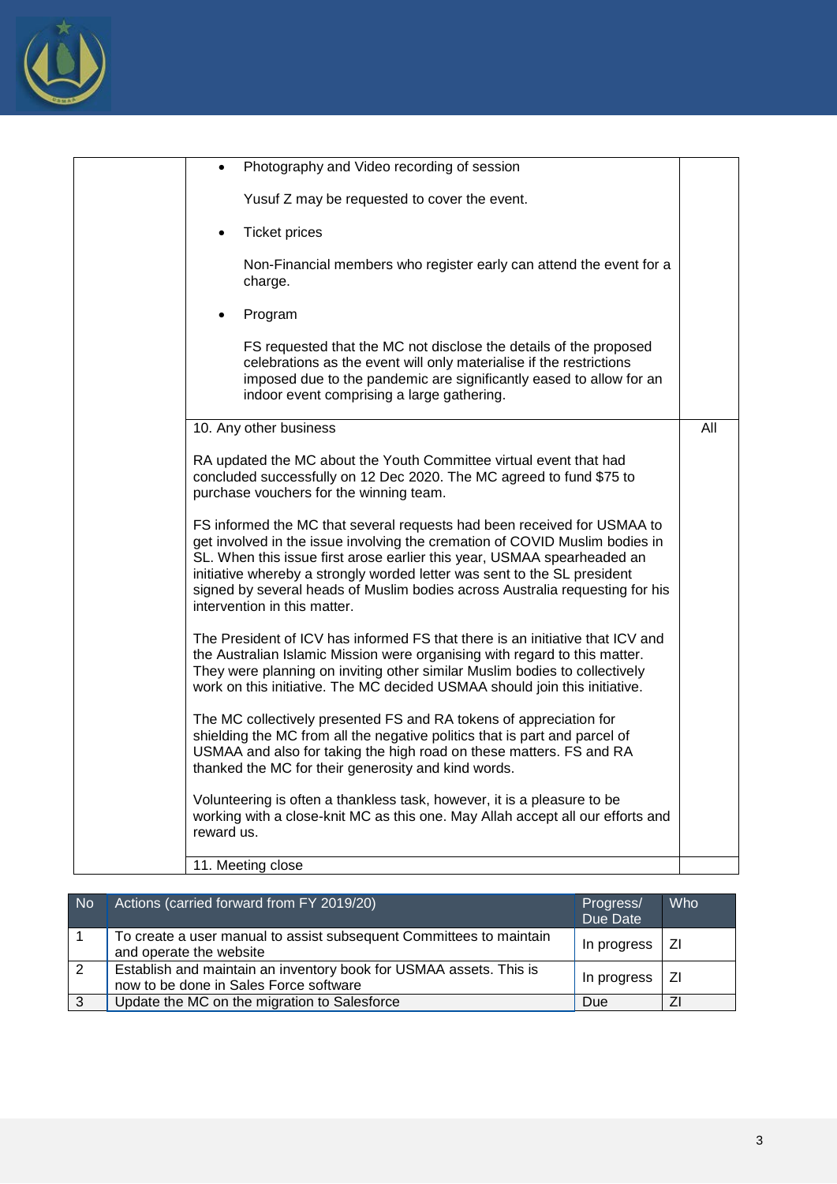| | | |
|---|---|---|
| | • Photography and Video recording of session<br><br>Yusuf Z may be requested to cover the event.<br><br>• Ticket prices<br><br>Non-Financial members who register early can attend the event for a charge.<br><br>• Program<br><br>FS requested that the MC not disclose the details of the proposed celebrations as the event will only materialise if the restrictions imposed due to the pandemic are significantly eased to allow for an indoor event comprising a large gathering. | |
| | 10. Any other business<br><br>RA updated the MC about the Youth Committee virtual event that had concluded successfully on 12 Dec 2020. The MC agreed to fund $75 to purchase vouchers for the winning team.<br><br>FS informed the MC that several requests had been received for USMAA to get involved in the issue involving the cremation of COVID Muslim bodies in SL. When this issue first arose earlier this year, USMAA spearheaded an initiative whereby a strongly worded letter was sent to the SL president signed by several heads of Muslim bodies across Australia requesting for his intervention in this matter.<br><br>The President of ICV has informed FS that there is an initiative that ICV and the Australian Islamic Mission were organising with regard to this matter. They were planning on inviting other similar Muslim bodies to collectively work on this initiative. The MC decided USMAA should join this initiative.<br><br>The MC collectively presented FS and RA tokens of appreciation for shielding the MC from all the negative politics that is part and parcel of USMAA and also for taking the high road on these matters. FS and RA thanked the MC for their generosity and kind words.<br><br>Volunteering is often a thankless task, however, it is a pleasure to be working with a close-knit MC as this one. May Allah accept all our efforts and reward us. | All |
| | 11. Meeting close | |

| No | Actions (carried forward from FY 2019/20) | Progress/ Due Date | Who |
|---|---|---|---|
| 1 | To create a user manual to assist subsequent Committees to maintain and operate the website | In progress | ZI |
| 2 | Establish and maintain an inventory book for USMAA assets. This is now to be done in Sales Force software | In progress | ZI |
| 3 | Update the MC on the migration to Salesforce | Due | ZI |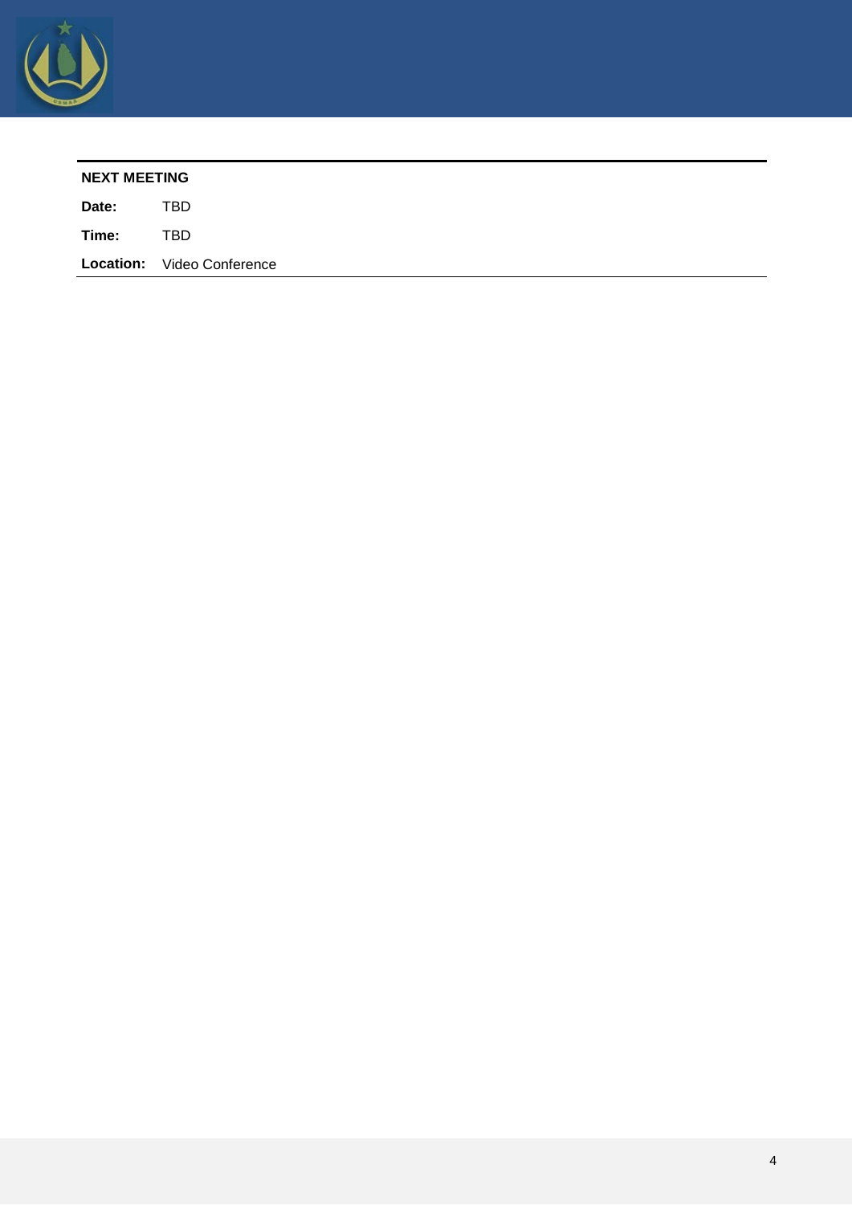**NEXT MEETING**

| | |
|---|---|
| **Date:** | TBD |
| **Time:** | TBD |
| **Location:** | Video Conference |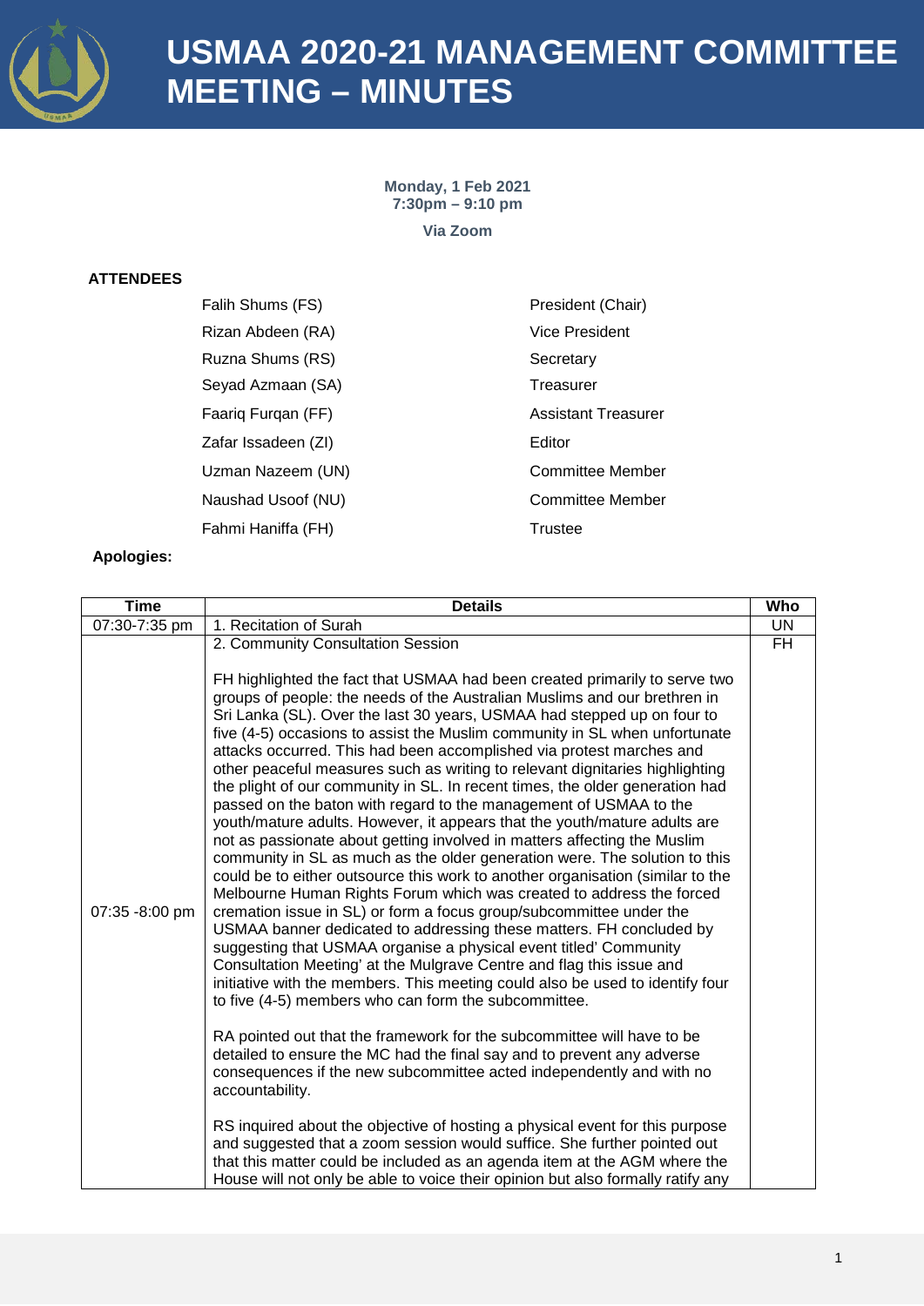# USMAA 2020-21 MANAGEMENT COMMITTEE MEETING – MINUTES

**Monday, 1 Feb 2021**
**7:30pm – 9:10 pm**

**Via Zoom**

**ATTENDEES**

| | |
|---|---|
| Falih Shums (FS) | President (Chair) |
| Rizan Abdeen (RA) | Vice President |
| Ruzna Shums (RS) | Secretary |
| Seyad Azmaan (SA) | Treasurer |
| Faariq Furqan (FF) | Assistant Treasurer |
| Zafar Issadeen (ZI) | Editor |
| Uzman Nazeem (UN) | Committee Member |
| Naushad Usoof (NU) | Committee Member |
| Fahmi Haniffa (FH) | Trustee |

**Apologies:**

| Time | Details | Who |
|---|---|---|
| 07:30-7:35 pm | 1. Recitation of Surah | UN |
| 07:35 -8:00 pm | 2. Community Consultation Session<br><br>FH highlighted the fact that USMAA had been created primarily to serve two groups of people: the needs of the Australian Muslims and our brethren in Sri Lanka (SL). Over the last 30 years, USMAA had stepped up on four to five (4-5) occasions to assist the Muslim community in SL when unfortunate attacks occurred. This had been accomplished via protest marches and other peaceful measures such as writing to relevant dignitaries highlighting the plight of our community in SL. In recent times, the older generation had passed on the baton with regard to the management of USMAA to the youth/mature adults. However, it appears that the youth/mature adults are not as passionate about getting involved in matters affecting the Muslim community in SL as much as the older generation were. The solution to this could be to either outsource this work to another organisation (similar to the Melbourne Human Rights Forum which was created to address the forced cremation issue in SL) or form a focus group/subcommittee under the USMAA banner dedicated to addressing these matters. FH concluded by suggesting that USMAA organise a physical event titled' Community Consultation Meeting' at the Mulgrave Centre and flag this issue and initiative with the members. This meeting could also be used to identify four to five (4-5) members who can form the subcommittee.<br><br>RA pointed out that the framework for the subcommittee will have to be detailed to ensure the MC had the final say and to prevent any adverse consequences if the new subcommittee acted independently and with no accountability.<br><br>RS inquired about the objective of hosting a physical event for this purpose and suggested that a zoom session would suffice. She further pointed out that this matter could be included as an agenda item at the AGM where the House will not only be able to voice their opinion but also formally ratify any | FH |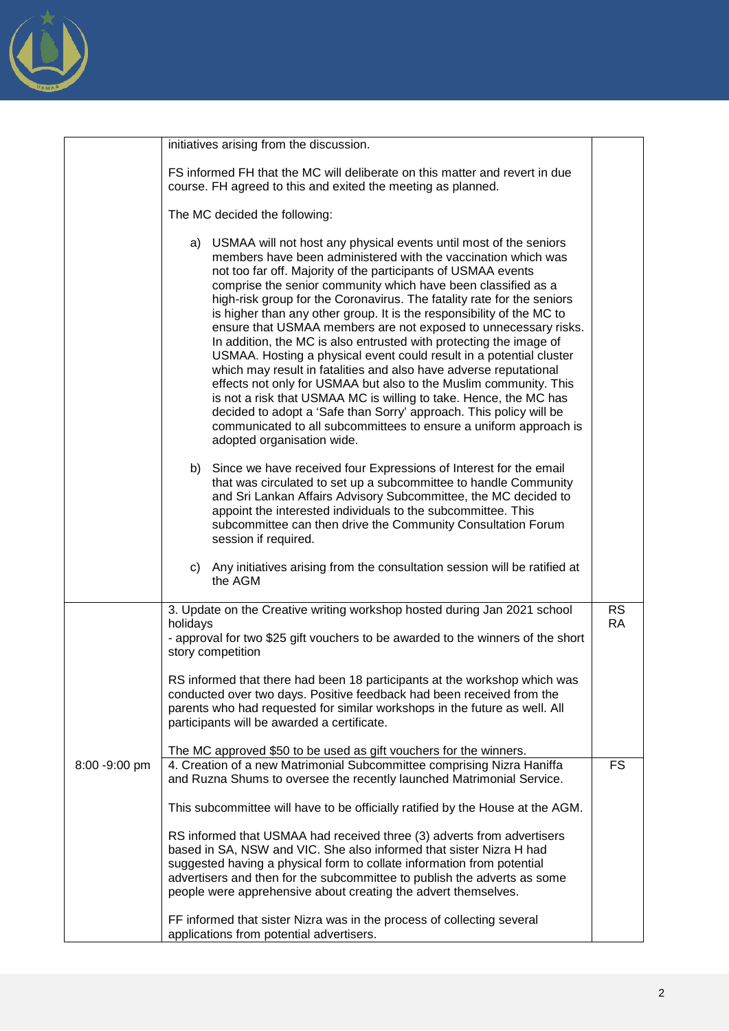| | | |
|---|---|---|
| | initiatives arising from the discussion.<br><br>FS informed FH that the MC will deliberate on this matter and revert in due course. FH agreed to this and exited the meeting as planned.<br><br>The MC decided the following:<br><br>a) USMAA will not host any physical events until most of the seniors members have been administered with the vaccination which was not too far off. Majority of the participants of USMAA events comprise the senior community which have been classified as a high-risk group for the Coronavirus. The fatality rate for the seniors is higher than any other group. It is the responsibility of the MC to ensure that USMAA members are not exposed to unnecessary risks. In addition, the MC is also entrusted with protecting the image of USMAA. Hosting a physical event could result in a potential cluster which may result in fatalities and also have adverse reputational effects not only for USMAA but also to the Muslim community. This is not a risk that USMAA MC is willing to take. Hence, the MC has decided to adopt a 'Safe than Sorry' approach. This policy will be communicated to all subcommittees to ensure a uniform approach is adopted organisation wide.<br><br>b) Since we have received four Expressions of Interest for the email that was circulated to set up a subcommittee to handle Community and Sri Lankan Affairs Advisory Subcommittee, the MC decided to appoint the interested individuals to the subcommittee. This subcommittee can then drive the Community Consultation Forum session if required.<br><br>c) Any initiatives arising from the consultation session will be ratified at the AGM | |
| | 3. Update on the Creative writing workshop hosted during Jan 2021 school holidays<br>- approval for two $25 gift vouchers to be awarded to the winners of the short story competition<br><br>RS informed that there had been 18 participants at the workshop which was conducted over two days. Positive feedback had been received from the parents who had requested for similar workshops in the future as well. All participants will be awarded a certificate.<br><br>The MC approved $50 to be used as gift vouchers for the winners. | RS<br>RA |
| 8:00 -9:00 pm | 4. Creation of a new Matrimonial Subcommittee comprising Nizra Haniffa and Ruzna Shums to oversee the recently launched Matrimonial Service.<br><br>This subcommittee will have to be officially ratified by the House at the AGM.<br><br>RS informed that USMAA had received three (3) adverts from advertisers based in SA, NSW and VIC. She also informed that sister Nizra H had suggested having a physical form to collate information from potential advertisers and then for the subcommittee to publish the adverts as some people were apprehensive about creating the advert themselves.<br><br>FF informed that sister Nizra was in the process of collecting several applications from potential advertisers. | FS |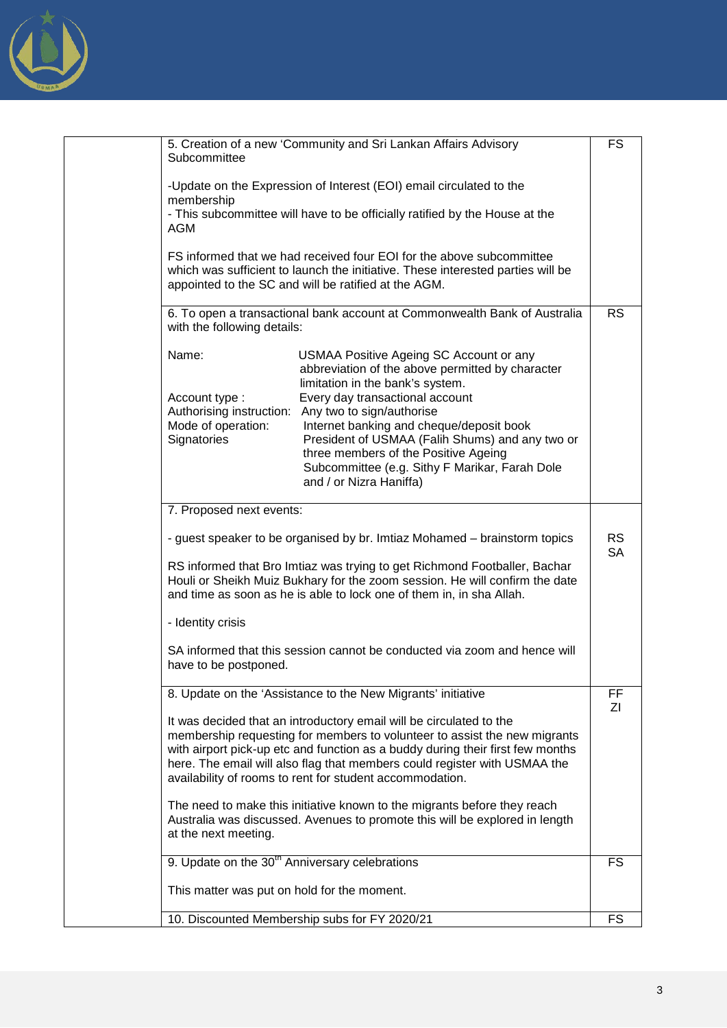| | | |
|---|---|---|
| | 5. Creation of a new 'Community and Sri Lankan Affairs Advisory Subcommittee<br><br>-Update on the Expression of Interest (EOI) email circulated to the membership<br>- This subcommittee will have to be officially ratified by the House at the AGM<br><br>FS informed that we had received four EOI for the above subcommittee which was sufficient to launch the initiative. These interested parties will be appointed to the SC and will be ratified at the AGM. | FS |
| | 6. To open a transactional bank account at Commonwealth Bank of Australia with the following details:<br><br>Name: USMAA Positive Ageing SC Account or any abbreviation of the above permitted by character limitation in the bank's system.<br>Account type : Every day transactional account<br>Authorising instruction: Any two to sign/authorise<br>Mode of operation: Internet banking and cheque/deposit book<br>Signatories President of USMAA (Falih Shums) and any two or three members of the Positive Ageing Subcommittee (e.g. Sithy F Marikar, Farah Dole and / or Nizra Haniffa) | RS |
| | 7. Proposed next events:<br><br>- guest speaker to be organised by br. Imtiaz Mohamed – brainstorm topics<br><br>RS informed that Bro Imtiaz was trying to get Richmond Footballer, Bachar Houli or Sheikh Muiz Bukhary for the zoom session. He will confirm the date and time as soon as he is able to lock one of them in, in sha Allah.<br><br>- Identity crisis<br><br>SA informed that this session cannot be conducted via zoom and hence will have to be postponed. | RS<br>SA |
| | 8. Update on the 'Assistance to the New Migrants' initiative<br><br>It was decided that an introductory email will be circulated to the membership requesting for members to volunteer to assist the new migrants with airport pick-up etc and function as a buddy during their first few months here. The email will also flag that members could register with USMAA the availability of rooms to rent for student accommodation.<br><br>The need to make this initiative known to the migrants before they reach Australia was discussed. Avenues to promote this will be explored in length at the next meeting. | FF<br>ZI |
| | 9. Update on the 30th Anniversary celebrations<br><br>This matter was put on hold for the moment. | FS |
| | 10. Discounted Membership subs for FY 2020/21 | FS |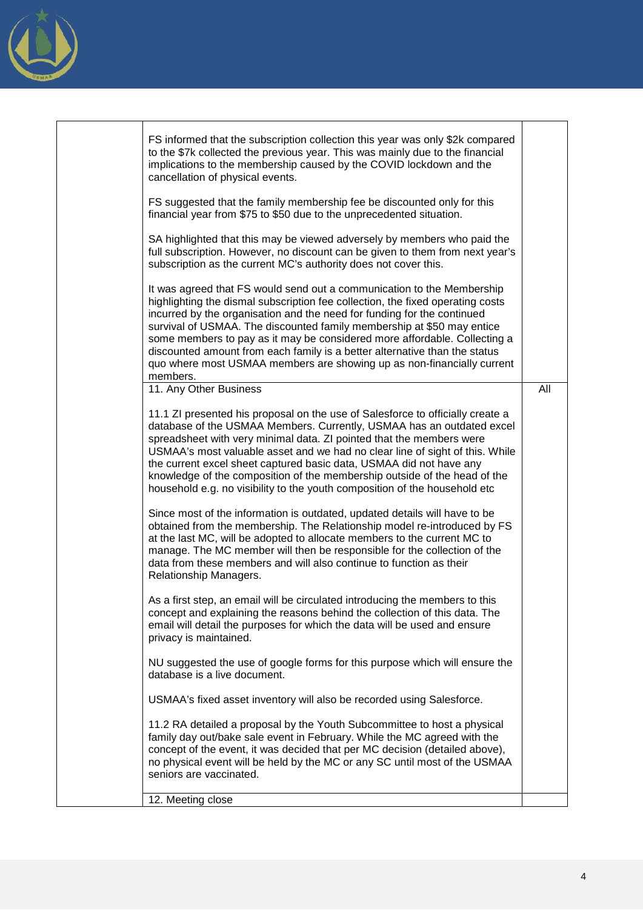| | | |
|---|---|---|
| | FS informed that the subscription collection this year was only $2k compared to the $7k collected the previous year. This was mainly due to the financial implications to the membership caused by the COVID lockdown and the cancellation of physical events.<br><br>FS suggested that the family membership fee be discounted only for this financial year from $75 to $50 due to the unprecedented situation.<br><br>SA highlighted that this may be viewed adversely by members who paid the full subscription. However, no discount can be given to them from next year's subscription as the current MC's authority does not cover this.<br><br>It was agreed that FS would send out a communication to the Membership highlighting the dismal subscription fee collection, the fixed operating costs incurred by the organisation and the need for funding for the continued survival of USMAA. The discounted family membership at $50 may entice some members to pay as it may be considered more affordable. Collecting a discounted amount from each family is a better alternative than the status quo where most USMAA members are showing up as non-financially current members. | |
| | 11. Any Other Business<br><br>11.1 ZI presented his proposal on the use of Salesforce to officially create a database of the USMAA Members. Currently, USMAA has an outdated excel spreadsheet with very minimal data. ZI pointed that the members were USMAA's most valuable asset and we had no clear line of sight of this. While the current excel sheet captured basic data, USMAA did not have any knowledge of the composition of the membership outside of the head of the household e.g. no visibility to the youth composition of the household etc<br><br>Since most of the information is outdated, updated details will have to be obtained from the membership. The Relationship model re-introduced by FS at the last MC, will be adopted to allocate members to the current MC to manage. The MC member will then be responsible for the collection of the data from these members and will also continue to function as their Relationship Managers.<br><br>As a first step, an email will be circulated introducing the members to this concept and explaining the reasons behind the collection of this data. The email will detail the purposes for which the data will be used and ensure privacy is maintained.<br><br>NU suggested the use of google forms for this purpose which will ensure the database is a live document.<br><br>USMAA's fixed asset inventory will also be recorded using Salesforce.<br><br>11.2 RA detailed a proposal by the Youth Subcommittee to host a physical family day out/bake sale event in February. While the MC agreed with the concept of the event, it was decided that per MC decision (detailed above), no physical event will be held by the MC or any SC until most of the USMAA seniors are vaccinated. | All |
| | 12. Meeting close | |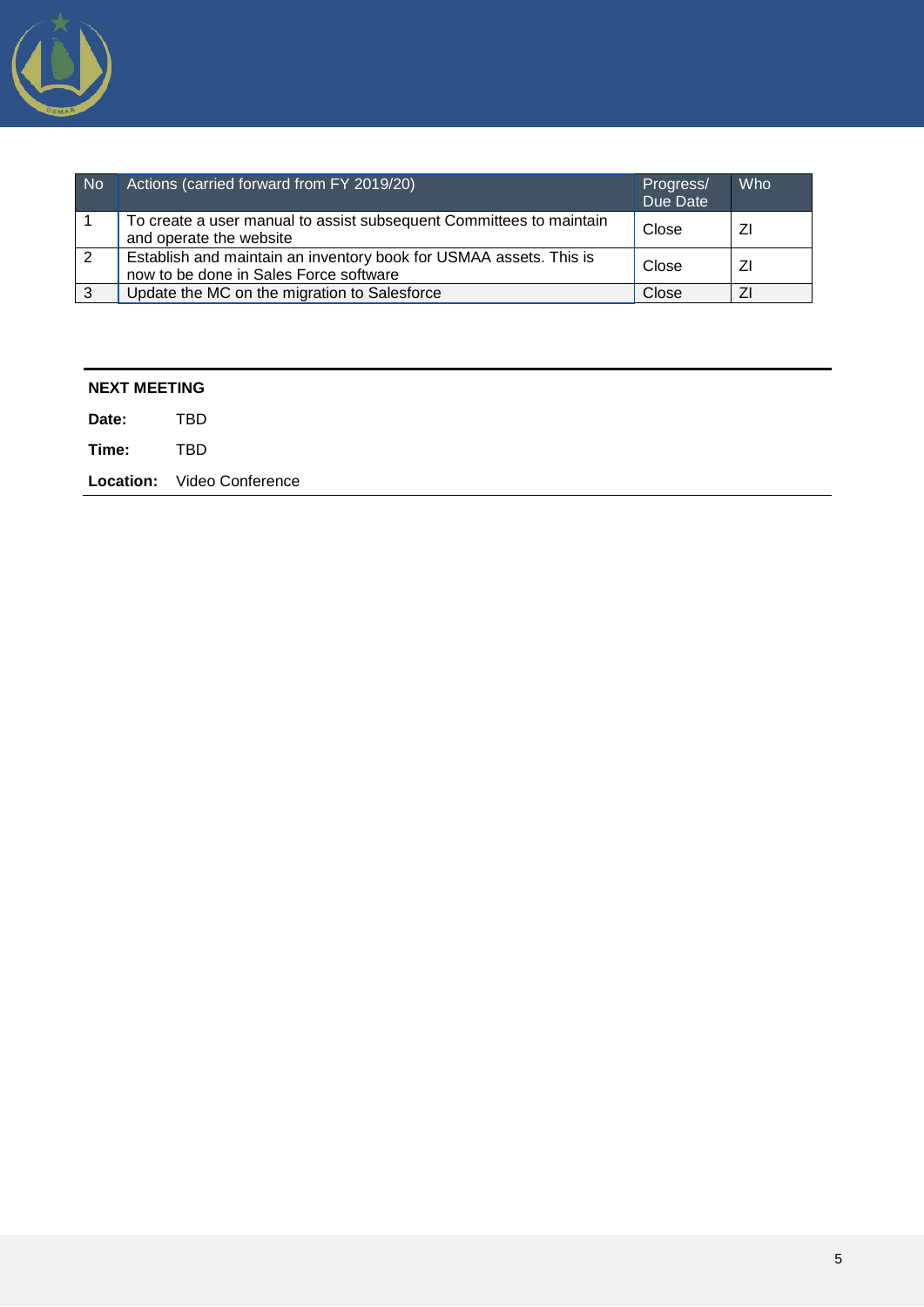| No | Actions (carried forward from FY 2019/20) | Progress/ Due Date | Who |
|---|---|---|---|
| 1 | To create a user manual to assist subsequent Committees to maintain and operate the website | Close | ZI |
| 2 | Establish and maintain an inventory book for USMAA assets. This is now to be done in Sales Force software | Close | ZI |
| 3 | Update the MC on the migration to Salesforce | Close | ZI |

**NEXT MEETING**

**Date:** TBD

**Time:** TBD

**Location:** Video Conference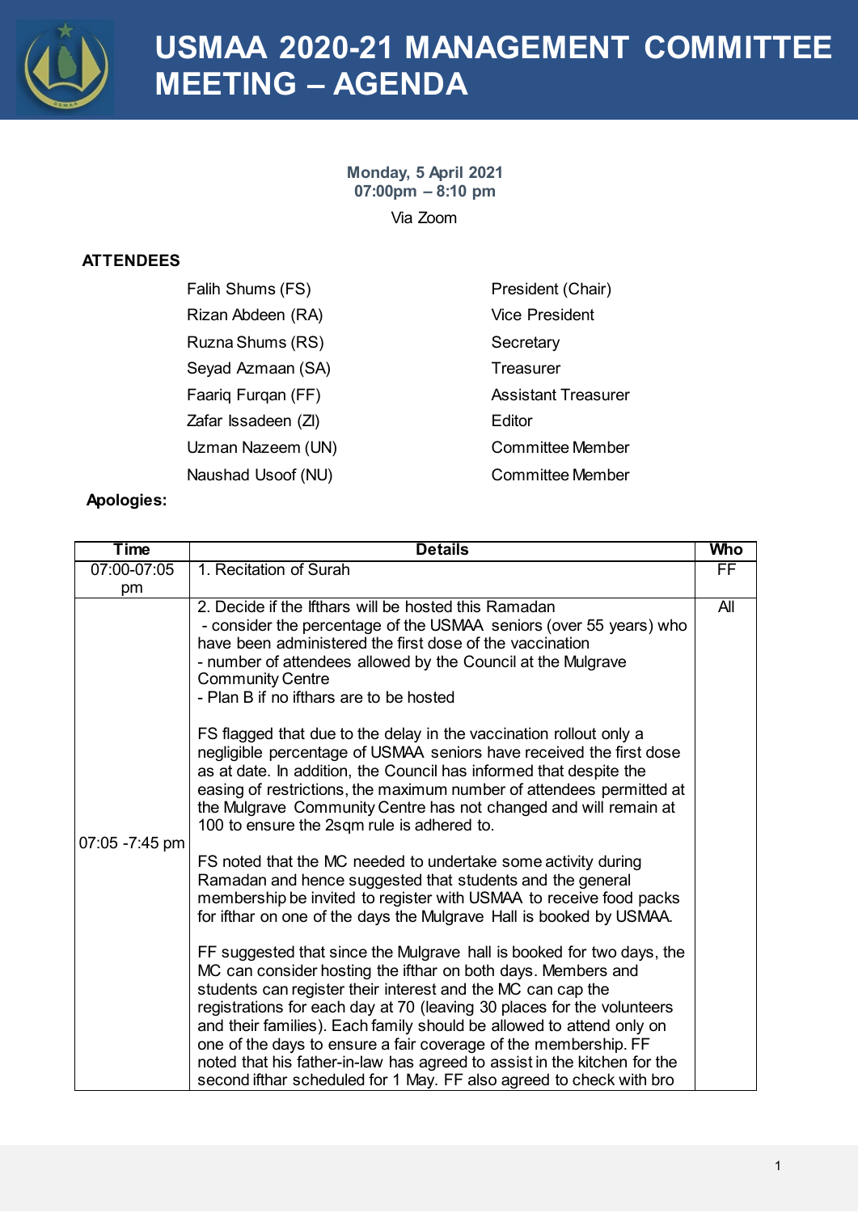# USMAA 2020-21 MANAGEMENT COMMITTEE MEETING – AGENDA

**Monday, 5 April 2021**
**07:00pm – 8:10 pm**

Via Zoom

**ATTENDEES**

| | |
|---|---|
| Falih Shums (FS) | President (Chair) |
| Rizan Abdeen (RA) | Vice President |
| Ruzna Shums (RS) | Secretary |
| Seyad Azmaan (SA) | Treasurer |
| Faariq Furqan (FF) | Assistant Treasurer |
| Zafar Issadeen (ZI) | Editor |
| Uzman Nazeem (UN) | Committee Member |
| Naushad Usoof (NU) | Committee Member |

**Apologies:**

| Time | Details | Who |
|---|---|---|
| 07:00-07:05 pm | 1. Recitation of Surah | FF |
| 07:05 -7:45 pm | 2. Decide if the Ifthars will be hosted this Ramadan<br>- consider the percentage of the USMAA seniors (over 55 years) who have been administered the first dose of the vaccination<br>- number of attendees allowed by the Council at the Mulgrave Community Centre<br>- Plan B if no ifthars are to be hosted<br><br>FS flagged that due to the delay in the vaccination rollout only a negligible percentage of USMAA seniors have received the first dose as at date. In addition, the Council has informed that despite the easing of restrictions, the maximum number of attendees permitted at the Mulgrave Community Centre has not changed and will remain at 100 to ensure the 2sqm rule is adhered to.<br><br>FS noted that the MC needed to undertake some activity during Ramadan and hence suggested that students and the general membership be invited to register with USMAA to receive food packs for ifthar on one of the days the Mulgrave Hall is booked by USMAA.<br><br>FF suggested that since the Mulgrave hall is booked for two days, the MC can consider hosting the ifthar on both days. Members and students can register their interest and the MC can cap the registrations for each day at 70 (leaving 30 places for the volunteers and their families). Each family should be allowed to attend only on one of the days to ensure a fair coverage of the membership. FF noted that his father-in-law has agreed to assist in the kitchen for the second ifthar scheduled for 1 May. FF also agreed to check with bro | All |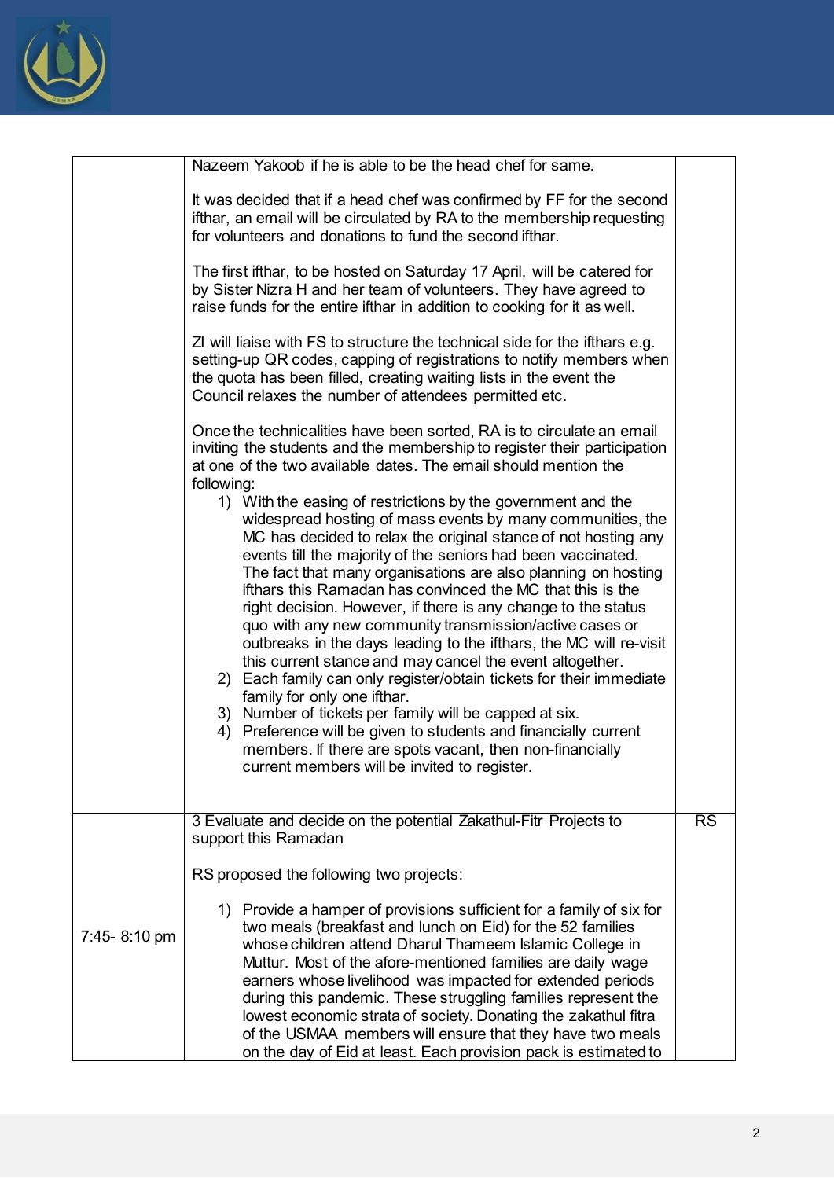| | | |
|---|---|---|
| | Nazeem Yakoob if he is able to be the head chef for same.<br><br>It was decided that if a head chef was confirmed by FF for the second ifthar, an email will be circulated by RA to the membership requesting for volunteers and donations to fund the second ifthar.<br><br>The first ifthar, to be hosted on Saturday 17 April, will be catered for by Sister Nizra H and her team of volunteers. They have agreed to raise funds for the entire ifthar in addition to cooking for it as well.<br><br>ZI will liaise with FS to structure the technical side for the ifthars e.g. setting-up QR codes, capping of registrations to notify members when the quota has been filled, creating waiting lists in the event the Council relaxes the number of attendees permitted etc.<br><br>Once the technicalities have been sorted, RA is to circulate an email inviting the students and the membership to register their participation at one of the two available dates. The email should mention the following:<br>1) With the easing of restrictions by the government and the widespread hosting of mass events by many communities, the MC has decided to relax the original stance of not hosting any events till the majority of the seniors had been vaccinated. The fact that many organisations are also planning on hosting ifthars this Ramadan has convinced the MC that this is the right decision. However, if there is any change to the status quo with any new community transmission/active cases or outbreaks in the days leading to the ifthars, the MC will re-visit this current stance and may cancel the event altogether.<br>2) Each family can only register/obtain tickets for their immediate family for only one ifthar.<br>3) Number of tickets per family will be capped at six.<br>4) Preference will be given to students and financially current members. If there are spots vacant, then non-financially current members will be invited to register. | |
| 7:45- 8:10 pm | 3 Evaluate and decide on the potential Zakathul-Fitr Projects to support this Ramadan<br><br>RS proposed the following two projects:<br><br>1) Provide a hamper of provisions sufficient for a family of six for two meals (breakfast and lunch on Eid) for the 52 families whose children attend Dharul Thameem Islamic College in Muttur. Most of the afore-mentioned families are daily wage earners whose livelihood was impacted for extended periods during this pandemic. These struggling families represent the lowest economic strata of society. Donating the zakathul fitra of the USMAA members will ensure that they have two meals on the day of Eid at least. Each provision pack is estimated to | RS |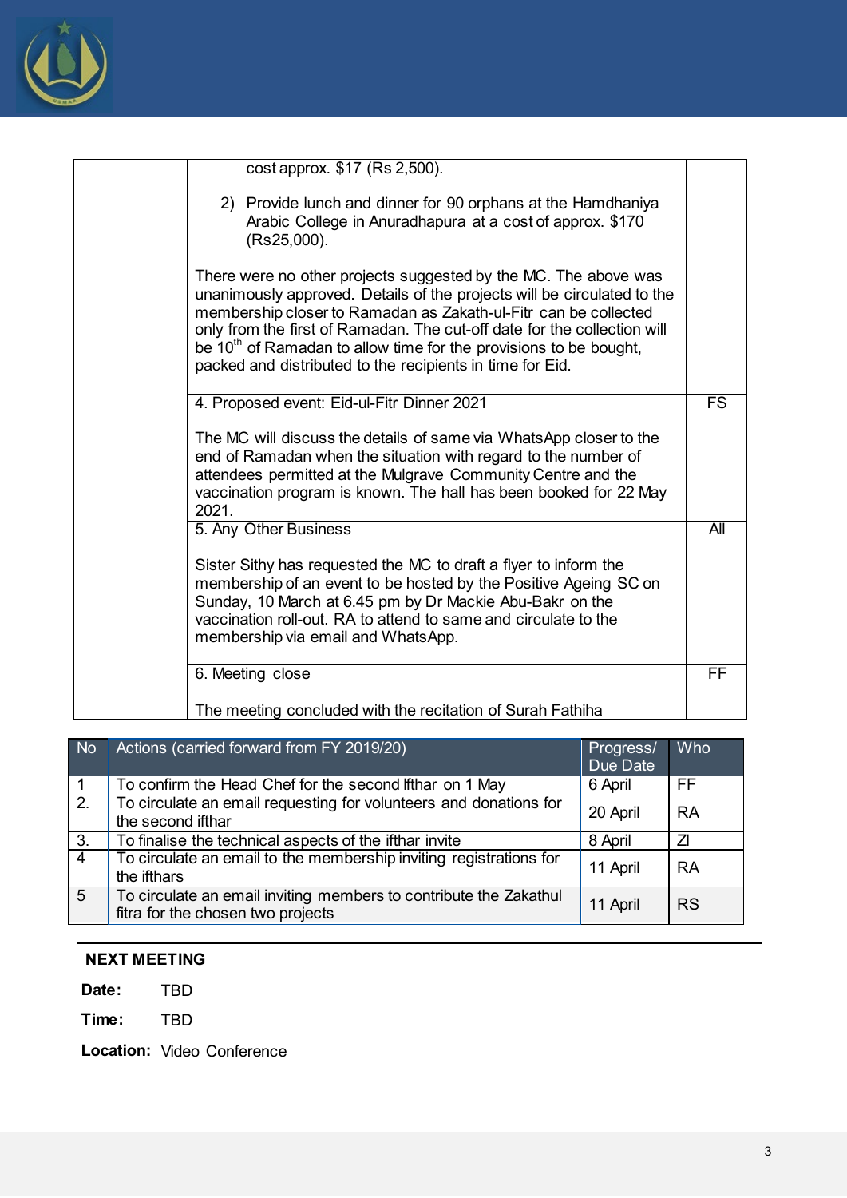| | | |
|---|---|---|
| | cost approx. \$17 (Rs 2,500).<br><br>2) Provide lunch and dinner for 90 orphans at the Hamdhaniya Arabic College in Anuradhapura at a cost of approx. \$170 (Rs25,000).<br><br>There were no other projects suggested by the MC. The above was unanimously approved. Details of the projects will be circulated to the membership closer to Ramadan as Zakath-ul-Fitr can be collected only from the first of Ramadan. The cut-off date for the collection will be 10th of Ramadan to allow time for the provisions to be bought, packed and distributed to the recipients in time for Eid. | |
| | 4. Proposed event: Eid-ul-Fitr Dinner 2021<br><br>The MC will discuss the details of same via WhatsApp closer to the end of Ramadan when the situation with regard to the number of attendees permitted at the Mulgrave Community Centre and the vaccination program is known. The hall has been booked for 22 May 2021. | FS |
| | 5. Any Other Business<br><br>Sister Sithy has requested the MC to draft a flyer to inform the membership of an event to be hosted by the Positive Ageing SC on Sunday, 10 March at 6.45 pm by Dr Mackie Abu-Bakr on the vaccination roll-out. RA to attend to same and circulate to the membership via email and WhatsApp. | All |
| | 6. Meeting close<br><br>The meeting concluded with the recitation of Surah Fathiha | FF |

| No | Actions (carried forward from FY 2019/20) | Progress/ Due Date | Who |
|---|---|---|---|
| 1 | To confirm the Head Chef for the second Ifthar on 1 May | 6 April | FF |
| 2. | To circulate an email requesting for volunteers and donations for the second ifthar | 20 April | RA |
| 3. | To finalise the technical aspects of the ifthar invite | 8 April | ZI |
| 4 | To circulate an email to the membership inviting registrations for the ifthars | 11 April | RA |
| 5 | To circulate an email inviting members to contribute the Zakathul fitra for the chosen two projects | 11 April | RS |

**NEXT MEETING**

**Date:** TBD

**Time:** TBD

**Location:** Video Conference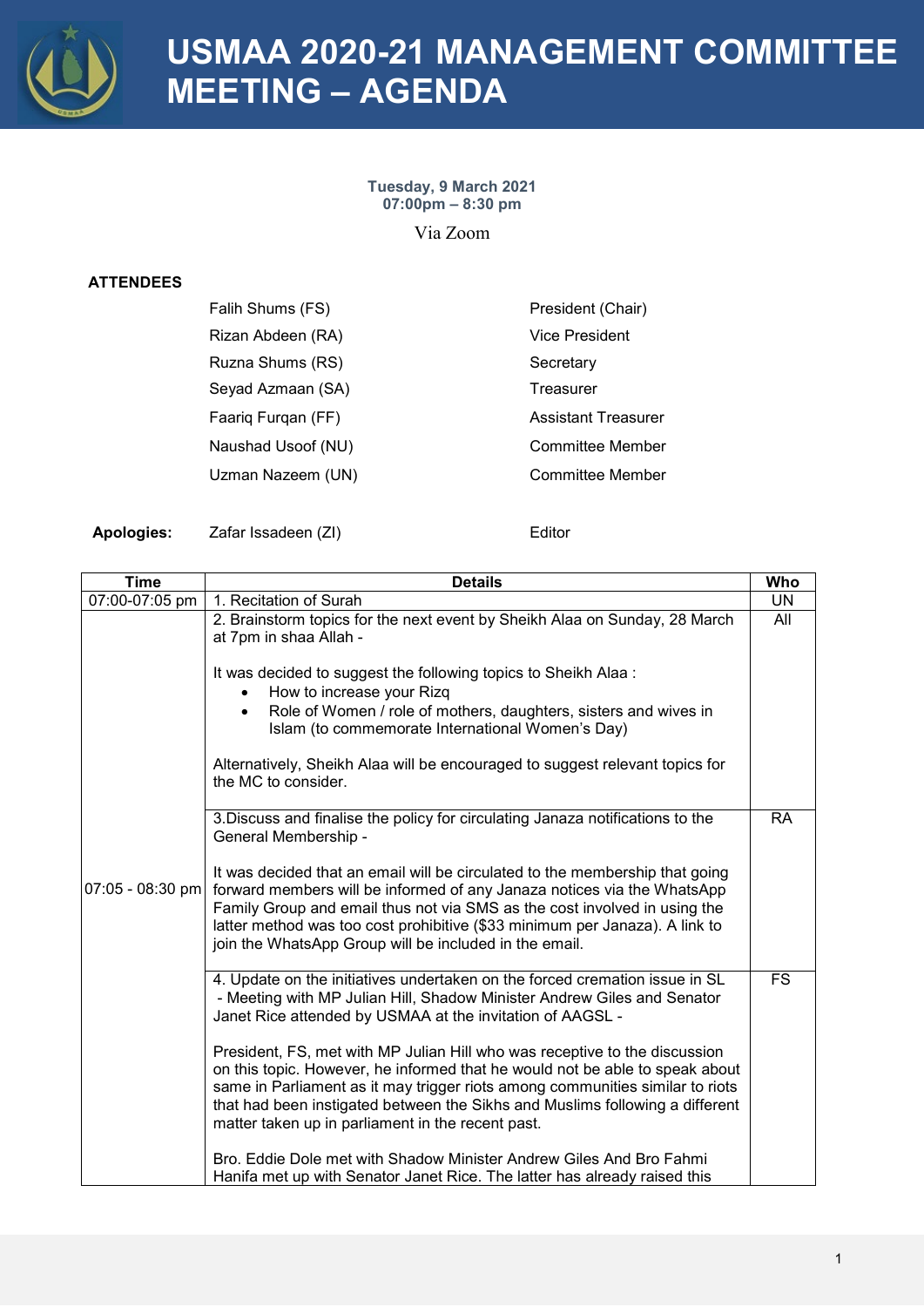# USMAA 2020-21 MANAGEMENT COMMITTEE MEETING – AGENDA

**Tuesday, 9 March 2021**
**07:00pm – 8:30 pm**

Via Zoom

**ATTENDEES**

| | |
|---|---|
| Falih Shums (FS) | President (Chair) |
| Rizan Abdeen (RA) | Vice President |
| Ruzna Shums (RS) | Secretary |
| Seyad Azmaan (SA) | Treasurer |
| Faariq Furqan (FF) | Assistant Treasurer |
| Naushad Usoof (NU) | Committee Member |
| Uzman Nazeem (UN) | Committee Member |

**Apologies:** Zafar Issadeen (ZI) — Editor

| Time | Details | Who |
|---|---|---|
| 07:00-07:05 pm | 1. Recitation of Surah | UN |
| 07:05 - 08:30 pm | 2. Brainstorm topics for the next event by Sheikh Alaa on Sunday, 28 March at 7pm in shaa Allah - <br><br> It was decided to suggest the following topics to Sheikh Alaa : <br> • How to increase your Rizq <br> • Role of Women / role of mothers, daughters, sisters and wives in Islam (to commemorate International Women's Day) <br><br> Alternatively, Sheikh Alaa will be encouraged to suggest relevant topics for the MC to consider. | All |
| | 3.Discuss and finalise the policy for circulating Janaza notifications to the General Membership - <br><br> It was decided that an email will be circulated to the membership that going forward members will be informed of any Janaza notices via the WhatsApp Family Group and email thus not via SMS as the cost involved in using the latter method was too cost prohibitive ($33 minimum per Janaza). A link to join the WhatsApp Group will be included in the email. | RA |
| | 4. Update on the initiatives undertaken on the forced cremation issue in SL - Meeting with MP Julian Hill, Shadow Minister Andrew Giles and Senator Janet Rice attended by USMAA at the invitation of AAGSL - <br><br> President, FS, met with MP Julian Hill who was receptive to the discussion on this topic. However, he informed that he would not be able to speak about same in Parliament as it may trigger riots among communities similar to riots that had been instigated between the Sikhs and Muslims following a different matter taken up in parliament in the recent past. <br><br> Bro. Eddie Dole met with Shadow Minister Andrew Giles And Bro Fahmi Hanifa met up with Senator Janet Rice. The latter has already raised this | FS |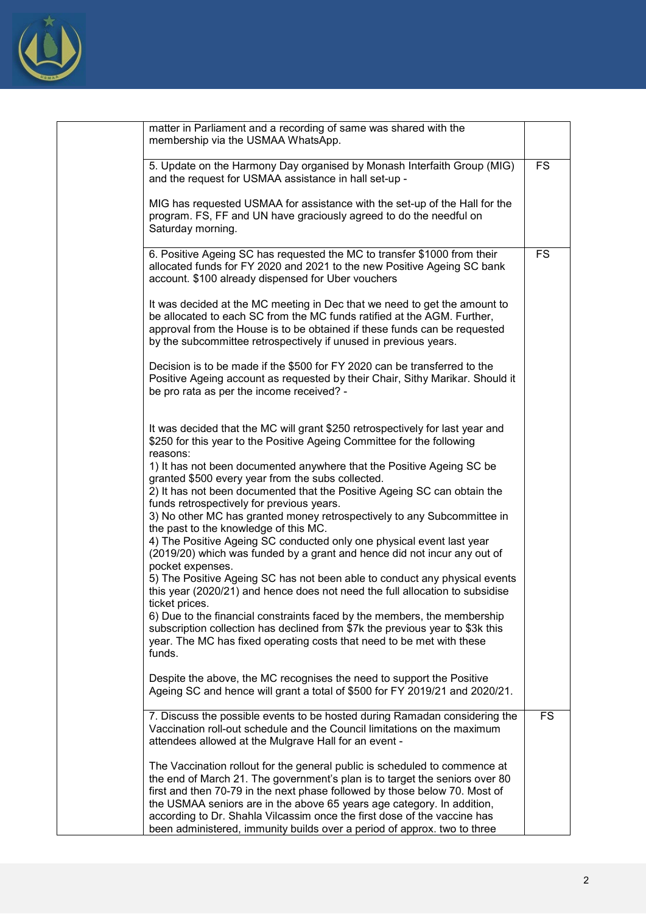| | | |
|---|---|---|
| | matter in Parliament and a recording of same was shared with the membership via the USMAA WhatsApp. | |
| | 5. Update on the Harmony Day organised by Monash Interfaith Group (MIG) and the request for USMAA assistance in hall set-up -<br><br>MIG has requested USMAA for assistance with the set-up of the Hall for the program. FS, FF and UN have graciously agreed to do the needful on Saturday morning. | FS |
| | 6. Positive Ageing SC has requested the MC to transfer $1000 from their allocated funds for FY 2020 and 2021 to the new Positive Ageing SC bank account. $100 already dispensed for Uber vouchers<br><br>It was decided at the MC meeting in Dec that we need to get the amount to be allocated to each SC from the MC funds ratified at the AGM. Further, approval from the House is to be obtained if these funds can be requested by the subcommittee retrospectively if unused in previous years.<br><br>Decision is to be made if the $500 for FY 2020 can be transferred to the Positive Ageing account as requested by their Chair, Sithy Marikar. Should it be pro rata as per the income received? -<br><br>It was decided that the MC will grant $250 retrospectively for last year and $250 for this year to the Positive Ageing Committee for the following reasons:<br>1) It has not been documented anywhere that the Positive Ageing SC be granted $500 every year from the subs collected.<br>2) It has not been documented that the Positive Ageing SC can obtain the funds retrospectively for previous years.<br>3) No other MC has granted money retrospectively to any Subcommittee in the past to the knowledge of this MC.<br>4) The Positive Ageing SC conducted only one physical event last year (2019/20) which was funded by a grant and hence did not incur any out of pocket expenses.<br>5) The Positive Ageing SC has not been able to conduct any physical events this year (2020/21) and hence does not need the full allocation to subsidise ticket prices.<br>6) Due to the financial constraints faced by the members, the membership subscription collection has declined from $7k the previous year to $3k this year. The MC has fixed operating costs that need to be met with these funds.<br><br>Despite the above, the MC recognises the need to support the Positive Ageing SC and hence will grant a total of $500 for FY 2019/21 and 2020/21. | FS |
| | 7. Discuss the possible events to be hosted during Ramadan considering the Vaccination roll-out schedule and the Council limitations on the maximum attendees allowed at the Mulgrave Hall for an event -<br><br>The Vaccination rollout for the general public is scheduled to commence at the end of March 21. The government's plan is to target the seniors over 80 first and then 70-79 in the next phase followed by those below 70. Most of the USMAA seniors are in the above 65 years age category. In addition, according to Dr. Shahla Vilcassim once the first dose of the vaccine has been administered, immunity builds over a period of approx. two to three | FS |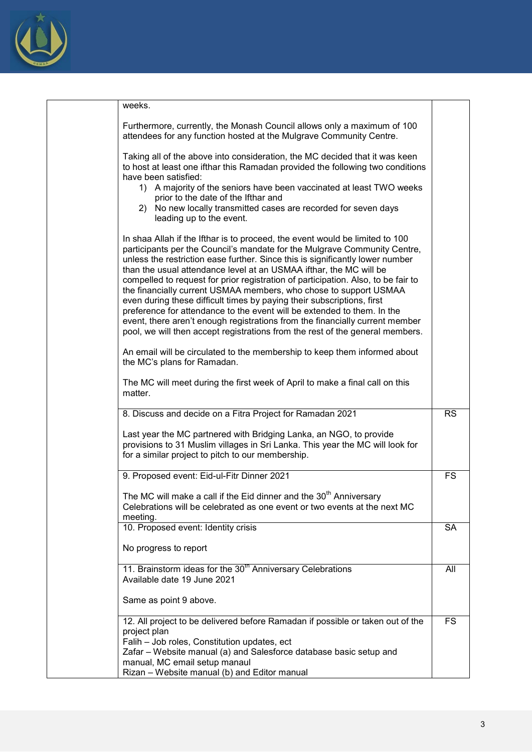| | | |
|---|---|---|
| | weeks.<br><br>Furthermore, currently, the Monash Council allows only a maximum of 100 attendees for any function hosted at the Mulgrave Community Centre.<br><br>Taking all of the above into consideration, the MC decided that it was keen to host at least one ifthar this Ramadan provided the following two conditions have been satisfied:<br>1) A majority of the seniors have been vaccinated at least TWO weeks prior to the date of the Ifthar and<br>2) No new locally transmitted cases are recorded for seven days leading up to the event.<br><br>In shaa Allah if the Ifthar is to proceed, the event would be limited to 100 participants per the Council's mandate for the Mulgrave Community Centre, unless the restriction ease further. Since this is significantly lower number than the usual attendance level at an USMAA ifthar, the MC will be compelled to request for prior registration of participation. Also, to be fair to the financially current USMAA members, who chose to support USMAA even during these difficult times by paying their subscriptions, first preference for attendance to the event will be extended to them. In the event, there aren't enough registrations from the financially current member pool, we will then accept registrations from the rest of the general members.<br><br>An email will be circulated to the membership to keep them informed about the MC's plans for Ramadan.<br><br>The MC will meet during the first week of April to make a final call on this matter. | |
| | 8. Discuss and decide on a Fitra Project for Ramadan 2021<br><br>Last year the MC partnered with Bridging Lanka, an NGO, to provide provisions to 31 Muslim villages in Sri Lanka. This year the MC will look for for a similar project to pitch to our membership. | RS |
| | 9. Proposed event: Eid-ul-Fitr Dinner 2021<br><br>The MC will make a call if the Eid dinner and the 30th Anniversary Celebrations will be celebrated as one event or two events at the next MC meeting. | FS |
| | 10. Proposed event: Identity crisis<br><br>No progress to report | SA |
| | 11. Brainstorm ideas for the 30th Anniversary Celebrations<br>Available date 19 June 2021<br><br>Same as point 9 above. | All |
| | 12. All project to be delivered before Ramadan if possible or taken out of the project plan<br>Falih – Job roles, Constitution updates, ect<br>Zafar – Website manual (a) and Salesforce database basic setup and manual, MC email setup manaul<br>Rizan – Website manual (b) and Editor manual | FS |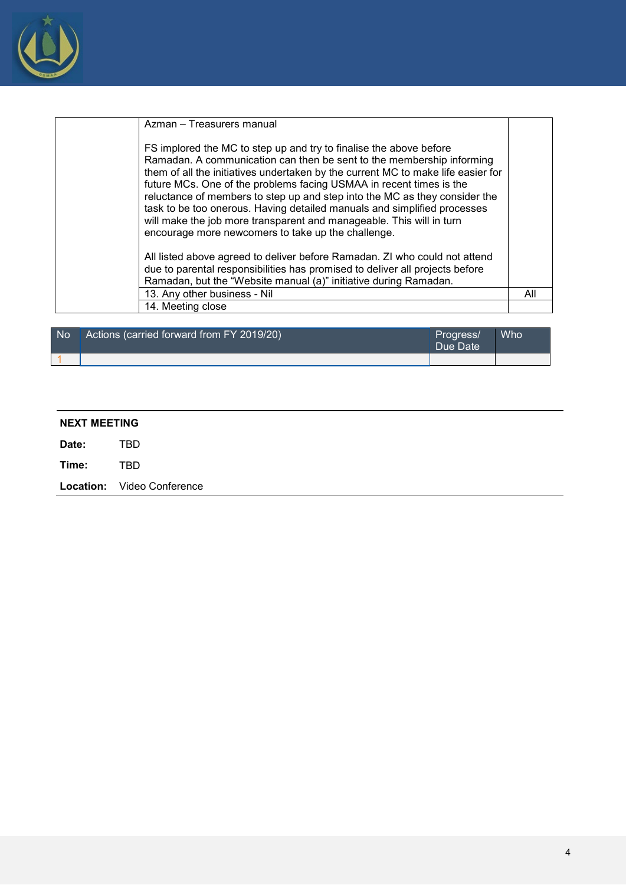| | | |
|---|---|---|
| | Azman – Treasurers manual<br><br>FS implored the MC to step up and try to finalise the above before Ramadan. A communication can then be sent to the membership informing them of all the initiatives undertaken by the current MC to make life easier for future MCs. One of the problems facing USMAA in recent times is the reluctance of members to step up and step into the MC as they consider the task to be too onerous. Having detailed manuals and simplified processes will make the job more transparent and manageable. This will in turn encourage more newcomers to take up the challenge.<br><br>All listed above agreed to deliver before Ramadan. ZI who could not attend due to parental responsibilities has promised to deliver all projects before Ramadan, but the "Website manual (a)" initiative during Ramadan. | |
| | 13. Any other business - Nil | All |
| | 14. Meeting close | |

| No | Actions (carried forward from FY 2019/20) | Progress/ Due Date | Who |
|---|---|---|---|
| 1 | | | |

**NEXT MEETING**

**Date:** TBD

**Time:** TBD

**Location:** Video Conference